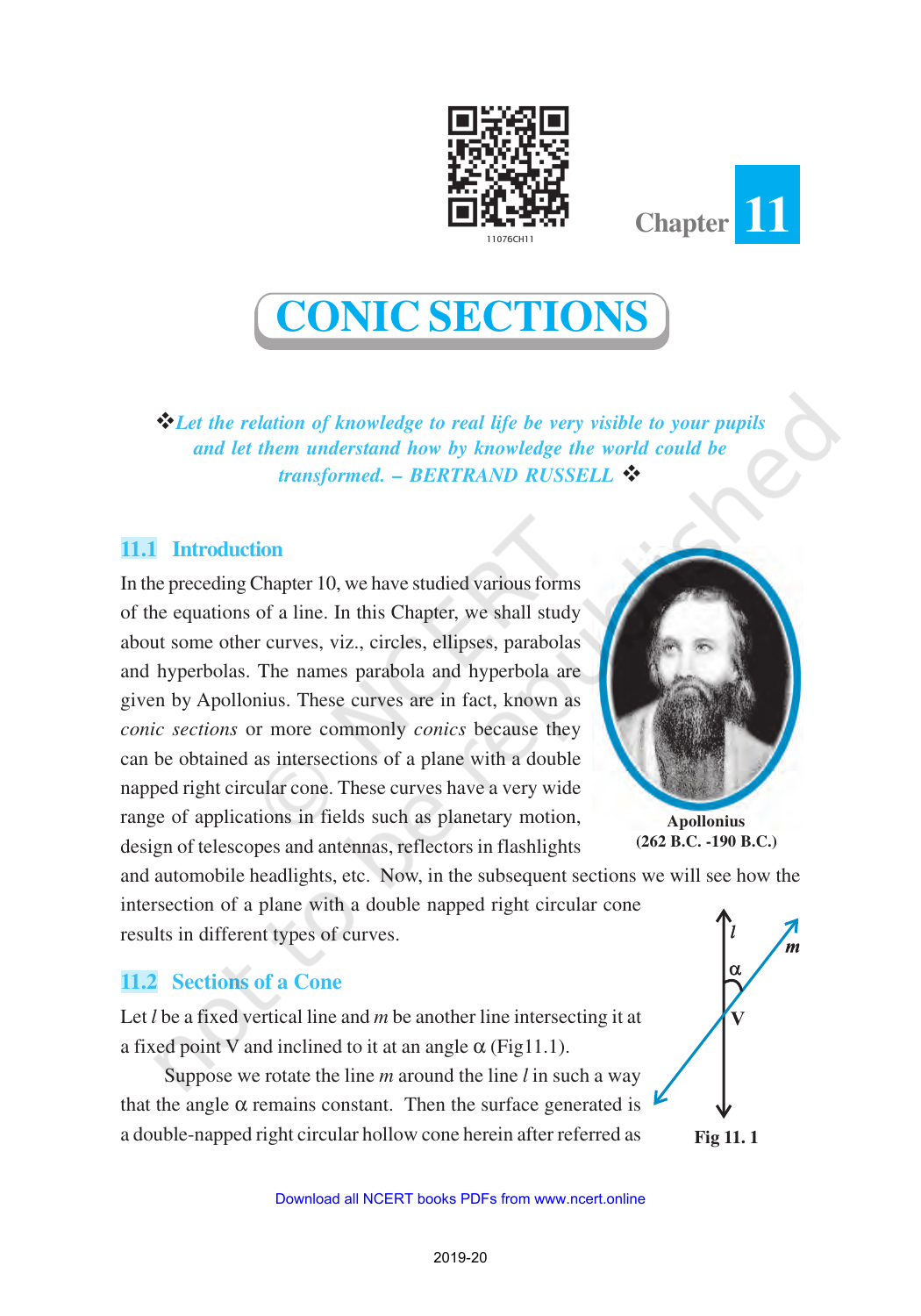Chapter 11

# CONIC SECTIONS

❖*Let the relation of knowledge to real life be very visible to your pupils and let them understand how by knowledge the world could be transformed. – BERTRAND RUSSELL* ❖

## 11.1 Introduction

In the preceding Chapter 10, we have studied various forms of the equations of a line. In this Chapter, we shall study about some other curves, viz., circles, ellipses, parabolas and hyperbolas. The names parabola and hyperbola are given by Apollonius. These curves are in fact, known as *conic sections* or more commonly *conics* because they can be obtained as intersections of a plane with a double napped right circular cone. These curves have a very wide range of applications in fields such as planetary motion, design of telescopes and antennas, reflectors in flashlights and automobile headlights, etc. Now, in the subsequent sections we will see how the intersection of a plane with a double napped right circular cone results in different types of curves.

**Apollonius**
**(262 B.C. -190 B.C.)**

## 11.2 Sections of a Cone

Let $l$ be a fixed vertical line and $m$ be another line intersecting it at a fixed point V and inclined to it at an angle $\alpha$ (Fig11.1).

Suppose we rotate the line $m$ around the line $l$ in such a way that the angle $\alpha$ remains constant. Then the surface generated is a double-napped right circular hollow cone herein after referred as

$l$

$m$

$\alpha$

V

**Fig 11. 1**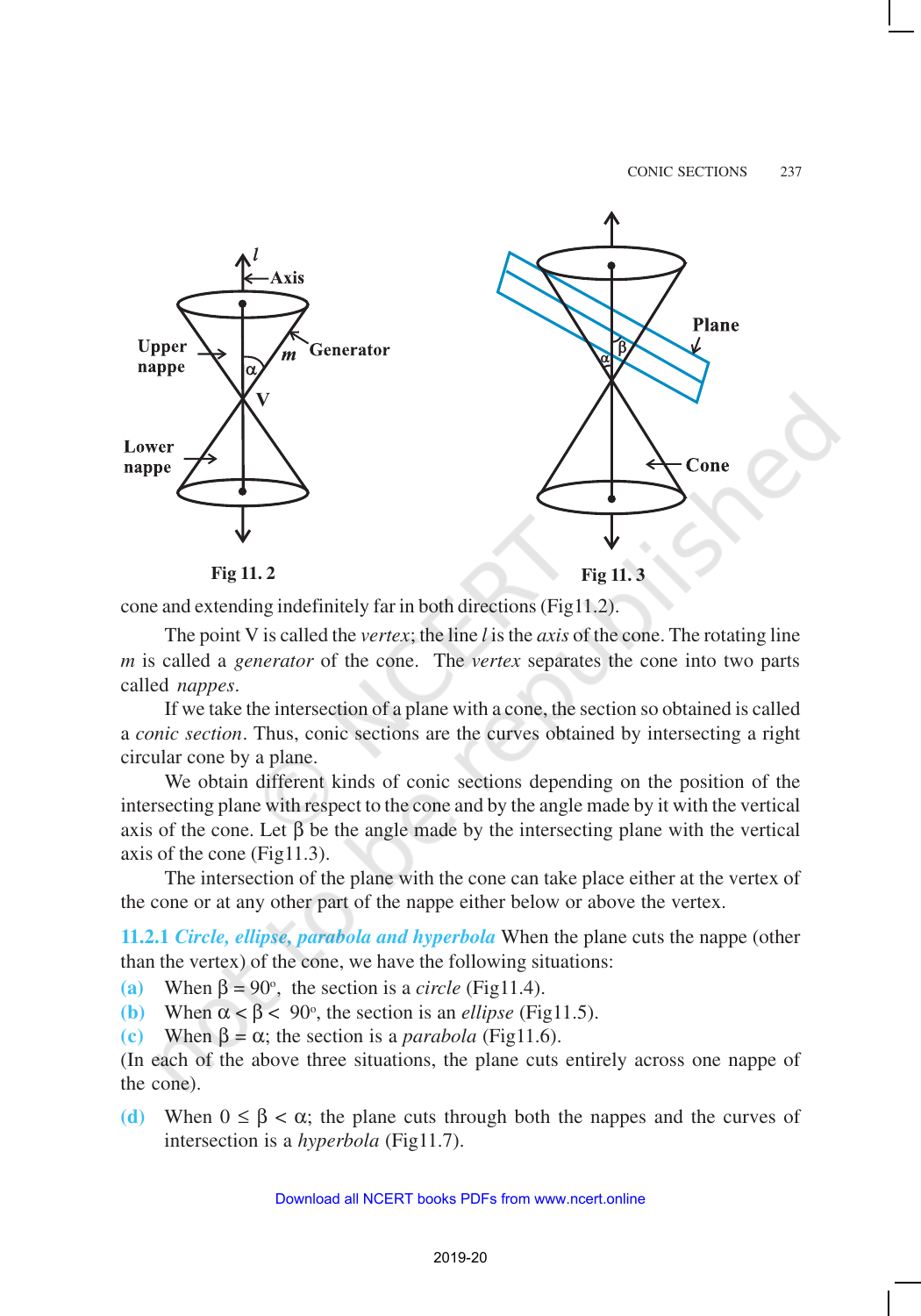Upper nappe

Lower nappe

Axis

Generator

Fig 11. 2

Plane

Cone

Fig 11. 3

cone and extending indefinitely far in both directions (Fig11.2).

The point V is called the *vertex*; the line $l$ is the *axis* of the cone. The rotating line $m$ is called a *generator* of the cone. The *vertex* separates the cone into two parts called *nappes*.

If we take the intersection of a plane with a cone, the section so obtained is called a *conic section*. Thus, conic sections are the curves obtained by intersecting a right circular cone by a plane.

We obtain different kinds of conic sections depending on the position of the intersecting plane with respect to the cone and by the angle made by it with the vertical axis of the cone. Let $\beta$ be the angle made by the intersecting plane with the vertical axis of the cone (Fig11.3).

The intersection of the plane with the cone can take place either at the vertex of the cone or at any other part of the nappe either below or above the vertex.

**11.2.1** ***Circle, ellipse, parabola and hyperbola*** When the plane cuts the nappe (other than the vertex) of the cone, we have the following situations:

**(a)** When $\beta = 90^\circ$, the section is a *circle* (Fig11.4).

**(b)** When $\alpha < \beta < 90^\circ$, the section is an *ellipse* (Fig11.5).

**(c)** When $\beta = \alpha$; the section is a *parabola* (Fig11.6).

(In each of the above three situations, the plane cuts entirely across one nappe of the cone).

**(d)** When $0 \leq \beta < \alpha$; the plane cuts through both the nappes and the curves of intersection is a *hyperbola* (Fig11.7).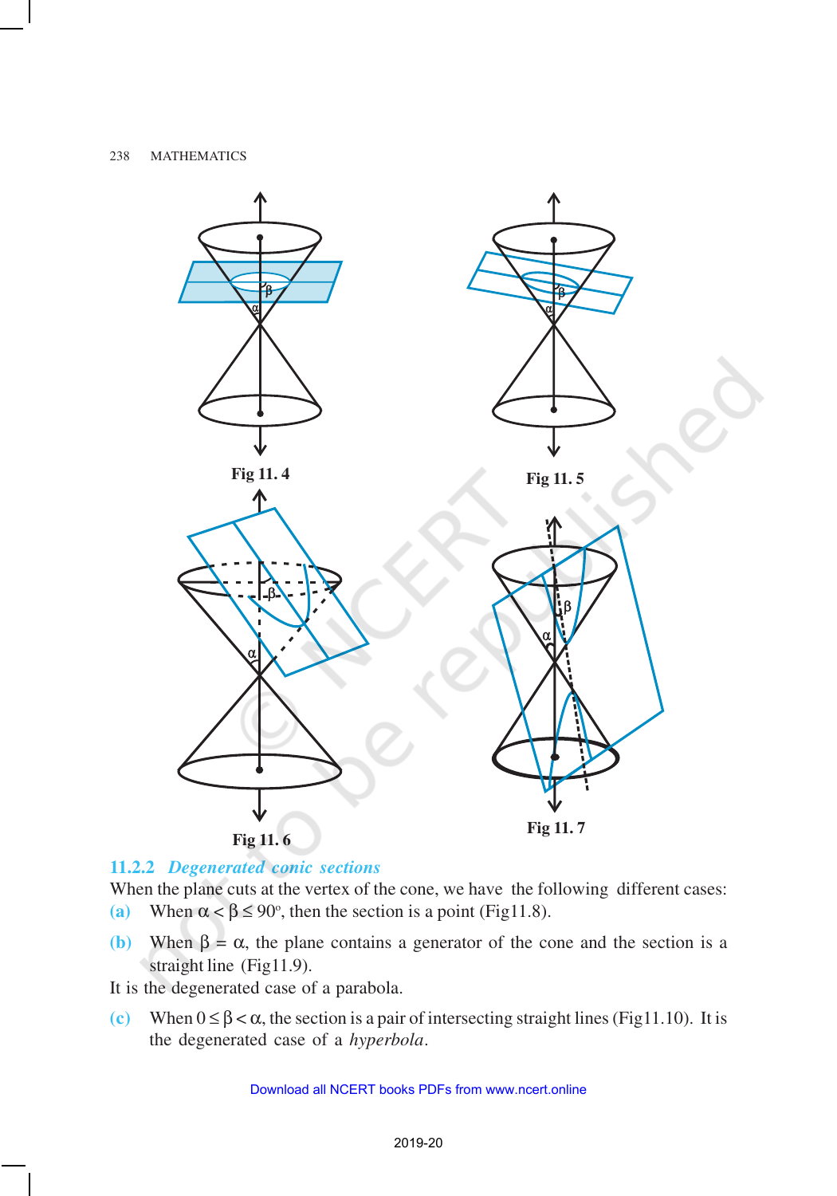Fig 11. 4

Fig 11. 5

Fig 11. 6

Fig 11. 7

### 11.2.2 *Degenerated conic sections*

When the plane cuts at the vertex of the cone, we have the following different cases:

**(a)** When $\alpha < \beta \le 90^o$, then the section is a point (Fig11.8).

**(b)** When $\beta = \alpha$, the plane contains a generator of the cone and the section is a straight line (Fig11.9).

It is the degenerated case of a parabola.

**(c)** When $0 \le \beta < \alpha$, the section is a pair of intersecting straight lines (Fig11.10). It is the degenerated case of a *hyperbola*.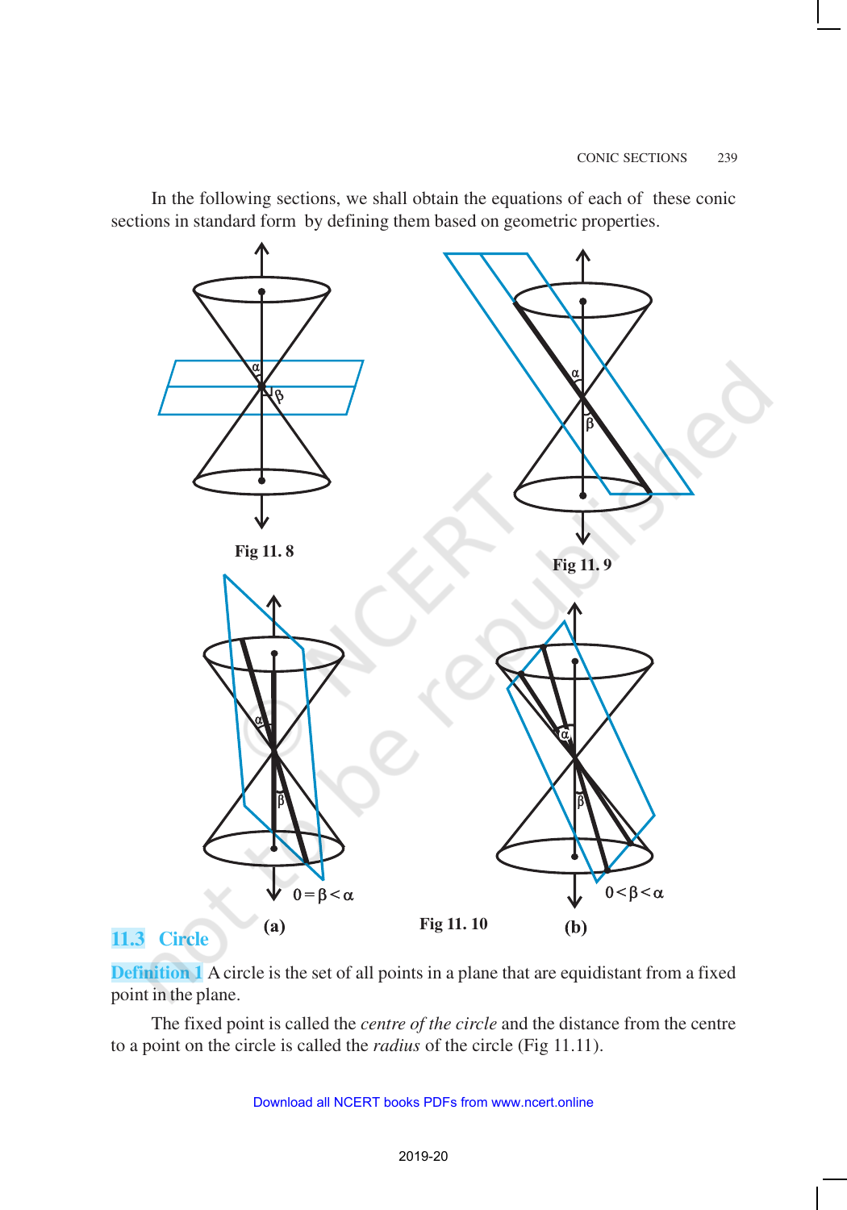In the following sections, we shall obtain the equations of each of these conic sections in standard form by defining them based on geometric properties.

α

β

Fig 11. 8

α

β

Fig 11. 9

α

β

$0 = \beta < \alpha$

(a)

Fig 11. 10

α

β

$0 < \beta < \alpha$

(b)

## 11.3 Circle

**Definition 1** A circle is the set of all points in a plane that are equidistant from a fixed point in the plane.

The fixed point is called the *centre of the circle* and the distance from the centre to a point on the circle is called the *radius* of the circle (Fig 11.11).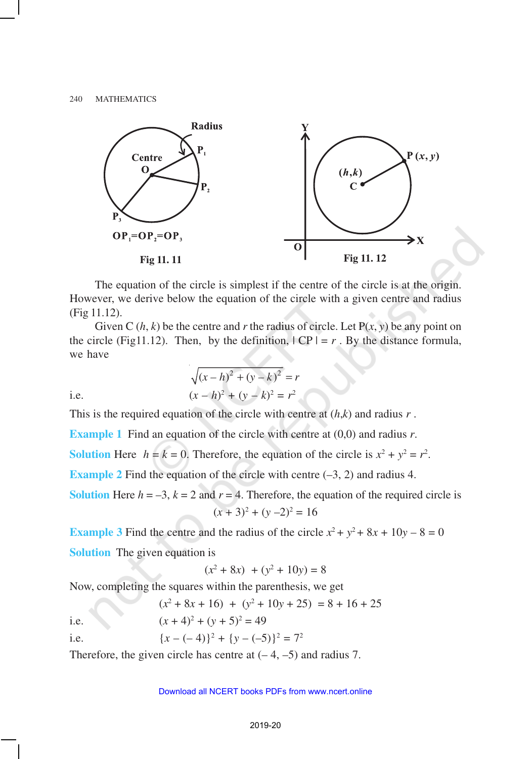Fig 11. 11

Fig 11. 12

The equation of the circle is simplest if the centre of the circle is at the origin. However, we derive below the equation of the circle with a given centre and radius (Fig 11.12).

Given C $(h, k)$ be the centre and $r$ the radius of circle. Let P$(x, y)$ be any point on the circle (Fig11.12). Then, by the definition, $| CP | = r$. By the distance formula, we have

$$\sqrt{(x-h)^2 + (y-k)^2} = r$$

i.e.

$$(x - h)^2 + (y - k)^2 = r^2$$

This is the required equation of the circle with centre at $(h,k)$ and radius $r$.

**Example 1** Find an equation of the circle with centre at (0,0) and radius $r$.

**Solution** Here $h = k = 0$. Therefore, the equation of the circle is $x^2 + y^2 = r^2$.

**Example 2** Find the equation of the circle with centre (–3, 2) and radius 4.

**Solution** Here $h = -3$, $k = 2$ and $r = 4$. Therefore, the equation of the required circle is

$$(x + 3)^2 + (y - 2)^2 = 16$$

**Example 3** Find the centre and the radius of the circle $x^2 + y^2 + 8x + 10y - 8 = 0$

**Solution** The given equation is

$$(x^2 + 8x) + (y^2 + 10y) = 8$$

Now, completing the squares within the parenthesis, we get

$$(x^2 + 8x + 16) + (y^2 + 10y + 25) = 8 + 16 + 25$$

i.e.

$$(x + 4)^2 + (y + 5)^2 = 49$$

i.e.

$$\{x - (-4)\}^2 + \{y - (-5)\}^2 = 7^2$$

Therefore, the given circle has centre at (– 4, –5) and radius 7.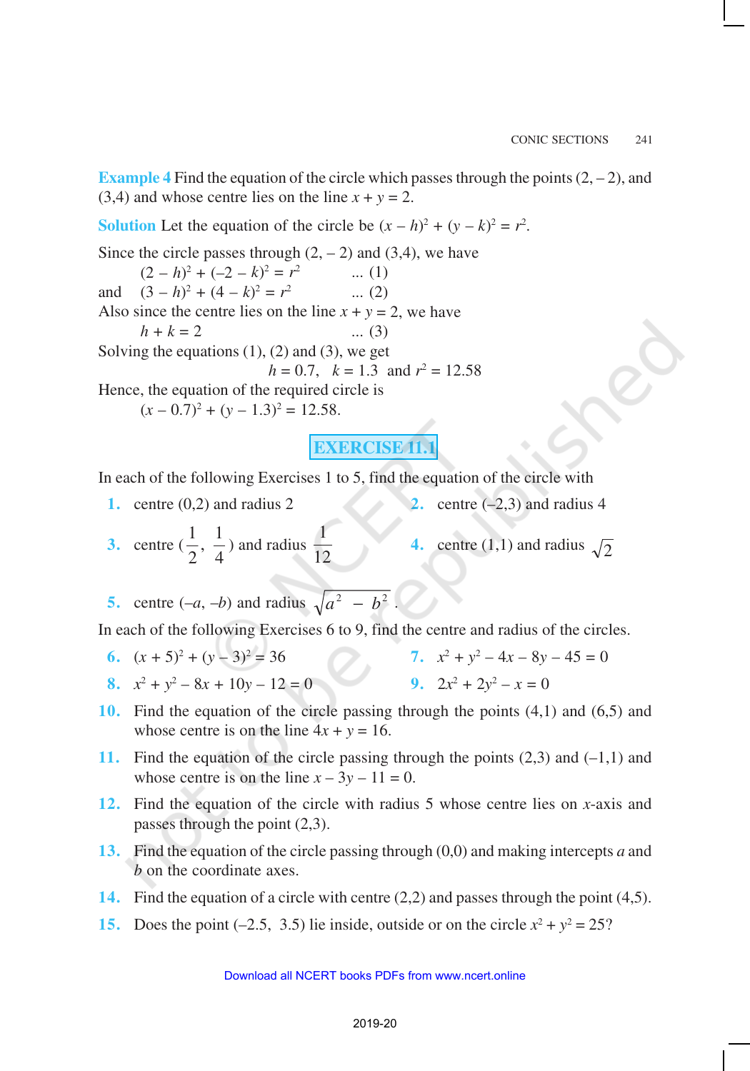**Example 4** Find the equation of the circle which passes through the points (2, – 2), and (3,4) and whose centre lies on the line $x + y = 2$.

**Solution** Let the equation of the circle be $(x – h)^2 + (y – k)^2 = r^2$.

Since the circle passes through (2, – 2) and (3,4), we have

$$(2 – h)^2 + (–2 – k)^2 = r^2 \quad \ldots (1)$$

and

$$(3 – h)^2 + (4 – k)^2 = r^2 \quad \ldots (2)$$

Also since the centre lies on the line $x + y = 2$, we have

$$h + k = 2 \quad \ldots (3)$$

Solving the equations (1), (2) and (3), we get

$$h = 0.7, \quad k = 1.3 \quad \text{and } r^2 = 12.58$$

Hence, the equation of the required circle is

$$(x – 0.7)^2 + (y – 1.3)^2 = 12.58.$$

## EXERCISE 11.1

In each of the following Exercises 1 to 5, find the equation of the circle with

1. centre (0,2) and radius 2
2. centre (–2,3) and radius 4
3. centre $\left(\frac{1}{2}, \frac{1}{4}\right)$ and radius $\frac{1}{12}$
4. centre (1,1) and radius $\sqrt{2}$
5. centre $(–a, –b)$ and radius $\sqrt{a^2 - b^2}$.

In each of the following Exercises 6 to 9, find the centre and radius of the circles.

6. $(x + 5)^2 + (y – 3)^2 = 36$
7. $x^2 + y^2 – 4x – 8y – 45 = 0$
8. $x^2 + y^2 – 8x + 10y – 12 = 0$
9. $2x^2 + 2y^2 – x = 0$
10. Find the equation of the circle passing through the points (4,1) and (6,5) and whose centre is on the line $4x + y = 16$.
11. Find the equation of the circle passing through the points (2,3) and (–1,1) and whose centre is on the line $x – 3y – 11 = 0$.
12. Find the equation of the circle with radius 5 whose centre lies on $x$-axis and passes through the point (2,3).
13. Find the equation of the circle passing through (0,0) and making intercepts $a$ and $b$ on the coordinate axes.
14. Find the equation of a circle with centre (2,2) and passes through the point (4,5).
15. Does the point (–2.5, 3.5) lie inside, outside or on the circle $x^2 + y^2 = 25$?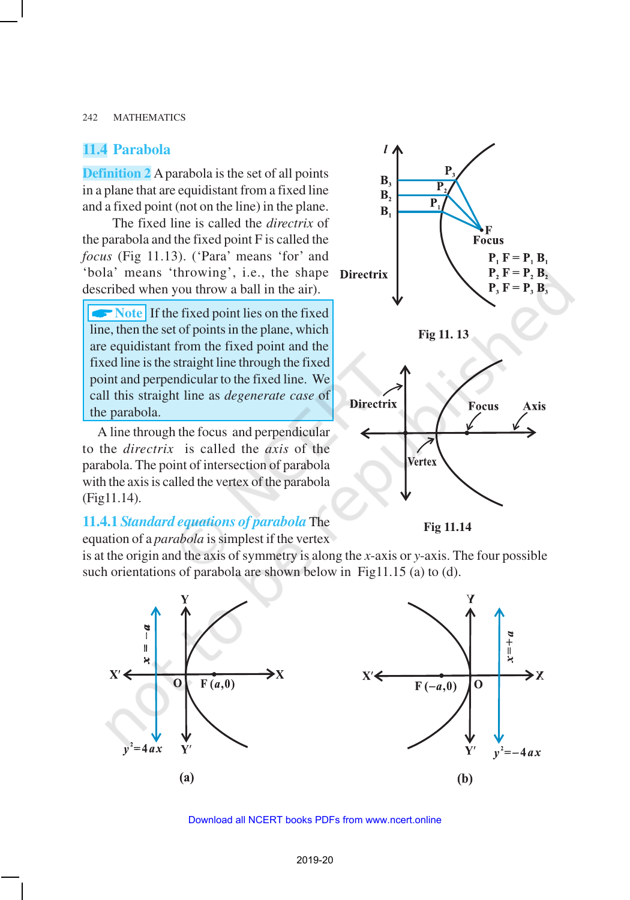## 11.4 Parabola

**Definition 2** A parabola is the set of all points in a plane that are equidistant from a fixed line and a fixed point (not on the line) in the plane.

The fixed line is called the *directrix* of the parabola and the fixed point F is called the *focus* (Fig 11.13). ('Para' means 'for' and 'bola' means 'throwing', i.e., the shape described when you throw a ball in the air).

Fig 11. 13

> **Note** If the fixed point lies on the fixed line, then the set of points in the plane, which are equidistant from the fixed point and the fixed line is the straight line through the fixed point and perpendicular to the fixed line. We call this straight line as *degenerate case* of the parabola.

A line through the focus and perpendicular to the *directrix* is called the *axis* of the parabola. The point of intersection of parabola with the axis is called the vertex of the parabola (Fig11.14).

Fig 11.14

### 11.4.1 *Standard equations of parabola*

The equation of a *parabola* is simplest if the vertex is at the origin and the axis of symmetry is along the *x*-axis or *y*-axis. The four possible such orientations of parabola are shown below in Fig11.15 (a) to (d).

(a)

(b)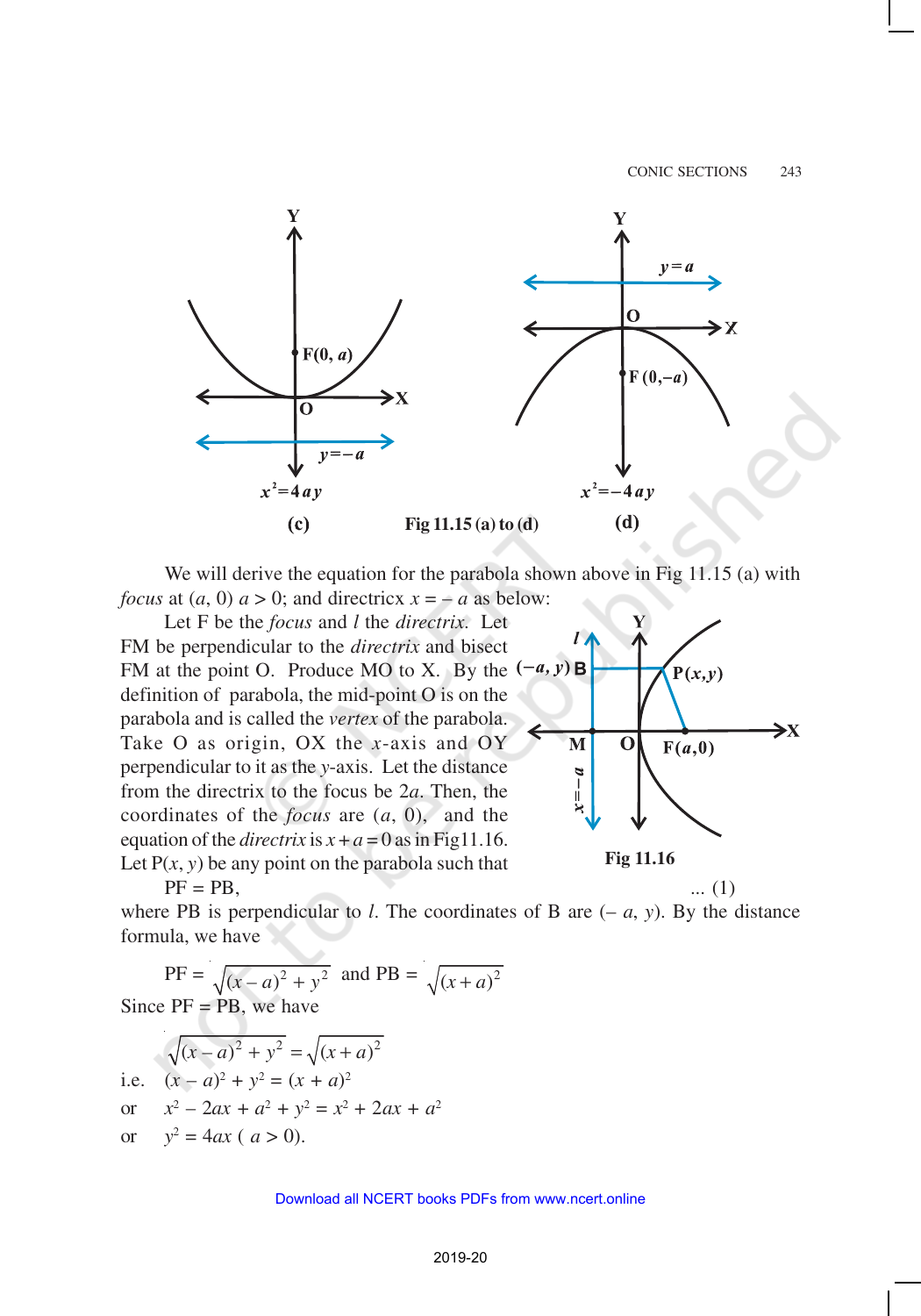Y

F(0, a)

X

O

y = – a

$x^2 = 4ay$

(c)

Y

y = a

O

X

F (0, – a)

$x^2 = -4ay$

(d)

Fig 11.15 (a) to (d)

We will derive the equation for the parabola shown above in Fig 11.15 (a) with *focus* at $(a, 0)$ $a > 0$; and directricx $x = -a$ as below:

Let F be the *focus* and $l$ the *directrix*. Let FM be perpendicular to the *directrix* and bisect FM at the point O. Produce MO to X. By the definition of parabola, the mid-point O is on the parabola and is called the *vertex* of the parabola. Take O as origin, OX the $x$-axis and OY perpendicular to it as the $y$-axis. Let the distance from the directrix to the focus be $2a$. Then, the coordinates of the *focus* are $(a, 0)$, and the equation of the *directrix* is $x + a = 0$ as in Fig11.16. Let $P(x, y)$ be any point on the parabola such that

l

Y

$(-a, y)$ B

$P(x,y)$

X

M

O

$F(a,0)$

$x = -a$

Fig 11.16

$$PF = PB, \qquad \dots (1)$$

where PB is perpendicular to $l$. The coordinates of B are $(-a, y)$. By the distance formula, we have

$$PF = \sqrt{(x-a)^2 + y^2} \text{ and } PB = \sqrt{(x+a)^2}$$

Since PF = PB, we have

$$\sqrt{(x-a)^2 + y^2} = \sqrt{(x+a)^2}$$

i.e. $(x - a)^2 + y^2 = (x + a)^2$

or $x^2 - 2ax + a^2 + y^2 = x^2 + 2ax + a^2$

or $y^2 = 4ax$ ( $a > 0$).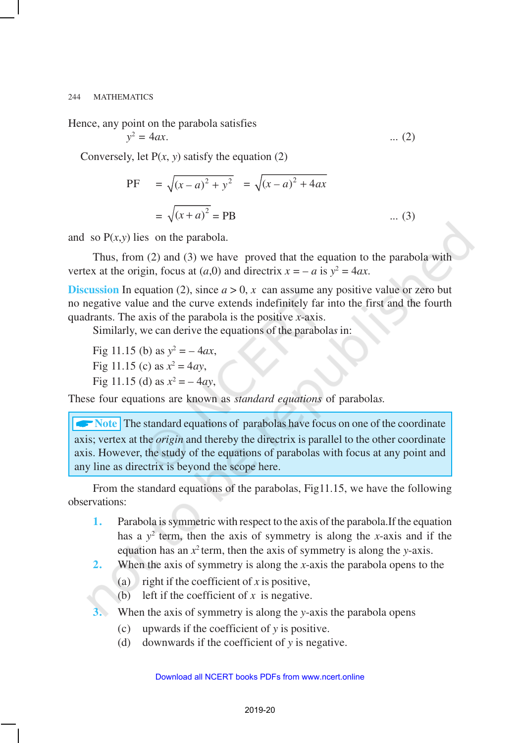Hence, any point on the parabola satisfies

$$y^2 = 4ax. \qquad \text{... (2)}$$

Conversely, let P($x$, $y$) satisfy the equation (2)

$$\text{PF} = \sqrt{(x-a)^2 + y^2} = \sqrt{(x-a)^2 + 4ax}$$

$$= \sqrt{(x+a)^2} = \text{PB} \qquad \text{... (3)}$$

and so P($x$,$y$) lies on the parabola.

Thus, from (2) and (3) we have proved that the equation to the parabola with vertex at the origin, focus at ($a$,0) and directrix $x = -a$ is $y^2 = 4ax$.

**Discussion** In equation (2), since $a > 0$, $x$ can assume any positive value or zero but no negative value and the curve extends indefinitely far into the first and the fourth quadrants. The axis of the parabola is the positive $x$-axis.

Similarly, we can derive the equations of the parabolas in:

Fig 11.15 (b) as $y^2 = -4ax$,
Fig 11.15 (c) as $x^2 = 4ay$,
Fig 11.15 (d) as $x^2 = -4ay$,

These four equations are known as *standard equations* of parabolas.

**Note** The standard equations of parabolas have focus on one of the coordinate axis; vertex at the *origin* and thereby the directrix is parallel to the other coordinate axis. However, the study of the equations of parabolas with focus at any point and any line as directrix is beyond the scope here.

From the standard equations of the parabolas, Fig11.15, we have the following observations:

1. Parabola is symmetric with respect to the axis of the parabola.If the equation has a $y^2$ term, then the axis of symmetry is along the $x$-axis and if the equation has an $x^2$ term, then the axis of symmetry is along the $y$-axis.
2. When the axis of symmetry is along the $x$-axis the parabola opens to the
   (a) right if the coefficient of $x$ is positive,
   (b) left if the coefficient of $x$ is negative.
3. When the axis of symmetry is along the $y$-axis the parabola opens
   (c) upwards if the coefficient of $y$ is positive.
   (d) downwards if the coefficient of $y$ is negative.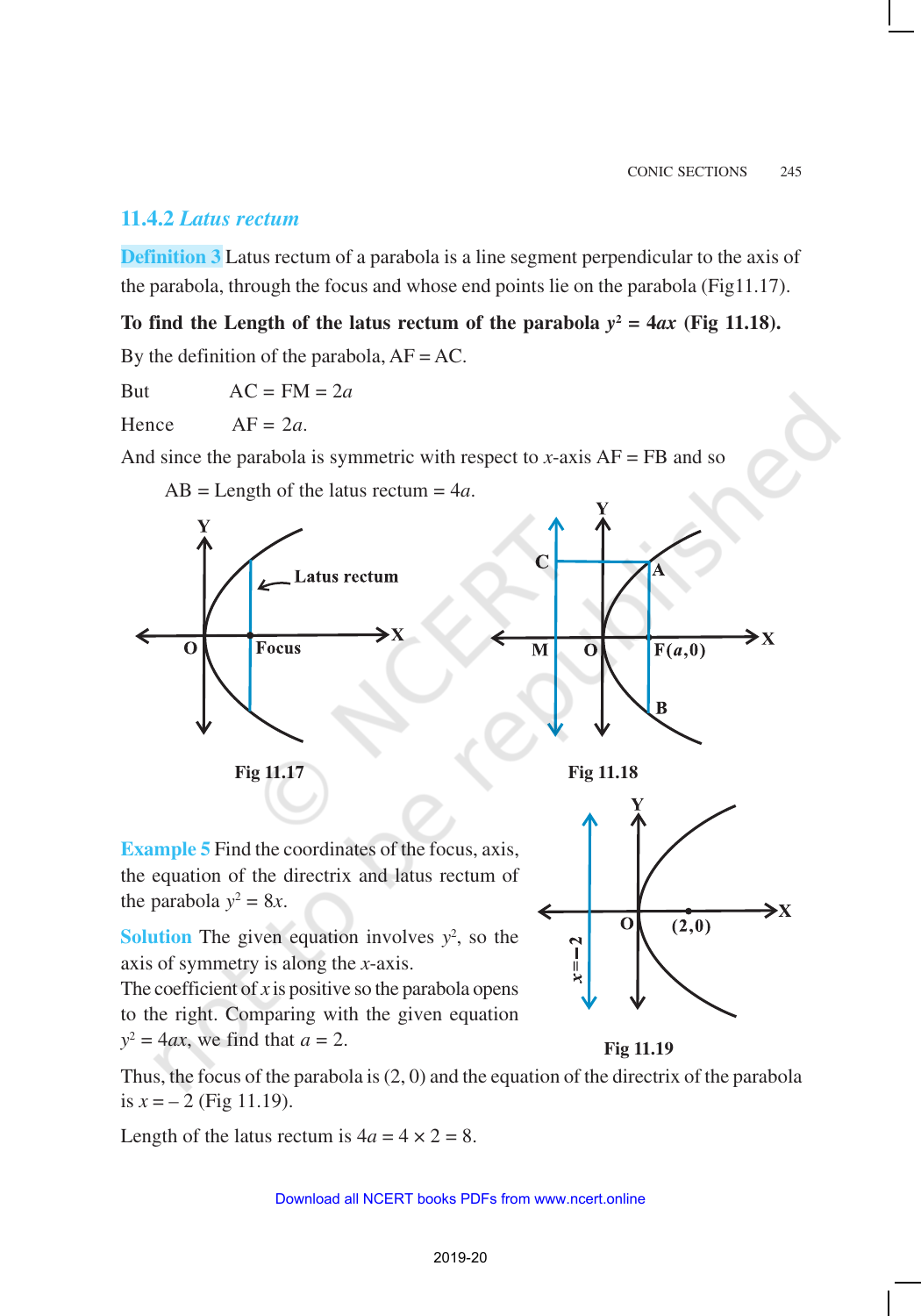### 11.4.2 *Latus rectum*

**Definition 3** Latus rectum of a parabola is a line segment perpendicular to the axis of the parabola, through the focus and whose end points lie on the parabola (Fig11.17).

**To find the Length of the latus rectum of the parabola $y^2 = 4ax$ (Fig 11.18).**

By the definition of the parabola, AF = AC.

But AC = FM = $2a$

Hence AF = $2a$.

And since the parabola is symmetric with respect to $x$-axis AF = FB and so

AB = Length of the latus rectum = $4a$.

Y
Latus rectum
X
O
Focus

Fig 11.17

Y
C
A
X
M
O
F($a$,0)
B

Fig 11.18

**Example 5** Find the coordinates of the focus, axis, the equation of the directrix and latus rectum of the parabola $y^2 = 8x$.

**Solution** The given equation involves $y^2$, so the axis of symmetry is along the $x$-axis. The coefficient of $x$ is positive so the parabola opens to the right. Comparing with the given equation $y^2 = 4ax$, we find that $a = 2$.

Y
X
O
(2,0)
$x = -2$

Fig 11.19

Thus, the focus of the parabola is (2, 0) and the equation of the directrix of the parabola is $x = -2$ (Fig 11.19).

Length of the latus rectum is $4a = 4 \times 2 = 8$.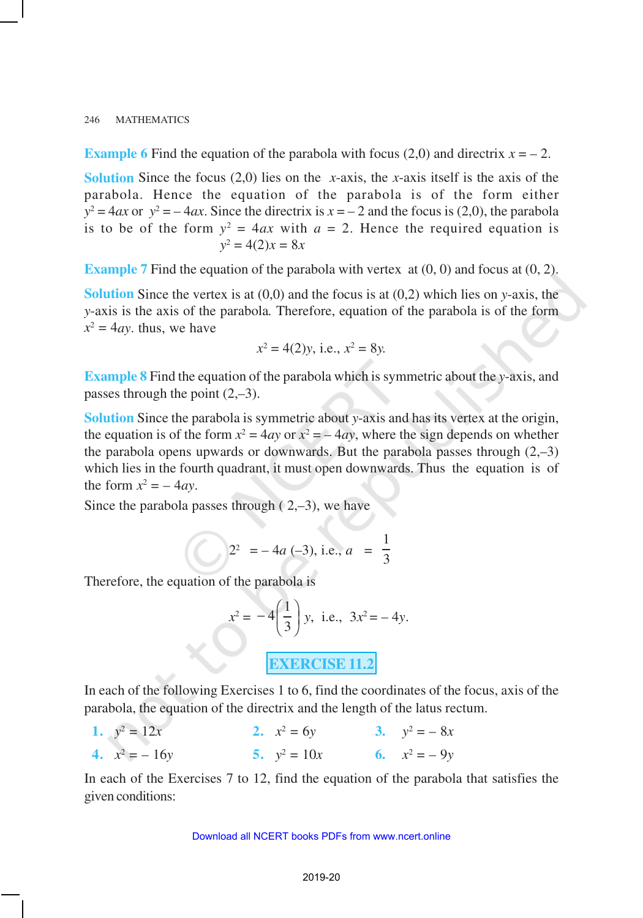**Example 6** Find the equation of the parabola with focus (2,0) and directrix $x = -2$.

**Solution** Since the focus (2,0) lies on the $x$-axis, the $x$-axis itself is the axis of the parabola. Hence the equation of the parabola is of the form either $y^2 = 4ax$ or $y^2 = -4ax$. Since the directrix is $x = -2$ and the focus is (2,0), the parabola is to be of the form $y^2 = 4ax$ with $a = 2$. Hence the required equation is

$$y^2 = 4(2)x = 8x$$

**Example 7** Find the equation of the parabola with vertex at (0, 0) and focus at (0, 2).

**Solution** Since the vertex is at (0,0) and the focus is at (0,2) which lies on $y$-axis, the $y$-axis is the axis of the parabola. Therefore, equation of the parabola is of the form $x^2 = 4ay$. thus, we have

$$x^2 = 4(2)y, \text{ i.e., } x^2 = 8y.$$

**Example 8** Find the equation of the parabola which is symmetric about the $y$-axis, and passes through the point (2,–3).

**Solution** Since the parabola is symmetric about $y$-axis and has its vertex at the origin, the equation is of the form $x^2 = 4ay$ or $x^2 = -4ay$, where the sign depends on whether the parabola opens upwards or downwards. But the parabola passes through (2,–3) which lies in the fourth quadrant, it must open downwards. Thus the equation is of the form $x^2 = -4ay$.

Since the parabola passes through ( 2,–3), we have

$$2^2 = -4a(-3), \text{ i.e., } a = \frac{1}{3}$$

Therefore, the equation of the parabola is

$$x^2 = -4\left(\frac{1}{3}\right)y, \text{ i.e., } 3x^2 = -4y.$$

## EXERCISE 11.2

In each of the following Exercises 1 to 6, find the coordinates of the focus, axis of the parabola, the equation of the directrix and the length of the latus rectum.

**1.** $y^2 = 12x$ **2.** $x^2 = 6y$ **3.** $y^2 = -8x$

**4.** $x^2 = -16y$ **5.** $y^2 = 10x$ **6.** $x^2 = -9y$

In each of the Exercises 7 to 12, find the equation of the parabola that satisfies the given conditions: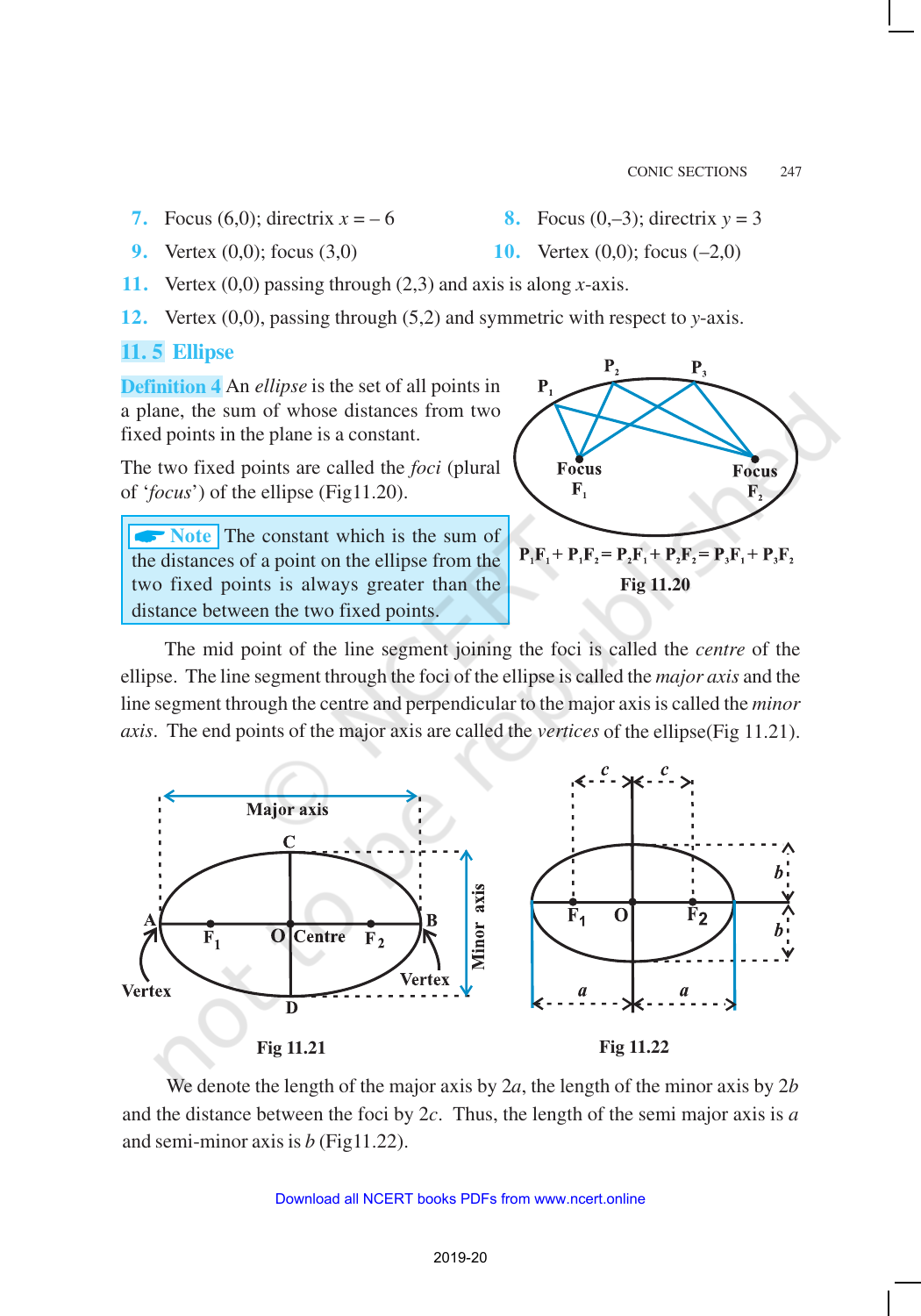7. Focus (6,0); directrix $x = -6$

8. Focus (0,–3); directrix $y = 3$

9. Vertex (0,0); focus (3,0)

10. Vertex (0,0); focus (–2,0)

11. Vertex (0,0) passing through (2,3) and axis is along $x$-axis.

12. Vertex (0,0), passing through (5,2) and symmetric with respect to $y$-axis.

## 11.5 Ellipse

**Definition 4** An *ellipse* is the set of all points in a plane, the sum of whose distances from two fixed points in the plane is a constant.

The two fixed points are called the *foci* (plural of '*focus*') of the ellipse (Fig11.20).

> **Note** The constant which is the sum of the distances of a point on the ellipse from the two fixed points is always greater than the distance between the two fixed points.

$P_1F_1 + P_1F_2 = P_2F_1 + P_2F_2 = P_3F_1 + P_3F_2$

**Fig 11.20**

The mid point of the line segment joining the foci is called the *centre* of the ellipse. The line segment through the foci of the ellipse is called the *major axis* and the line segment through the centre and perpendicular to the major axis is called the *minor axis*. The end points of the major axis are called the *vertices* of the ellipse(Fig 11.21).

**Fig 11.21**

**Fig 11.22**

We denote the length of the major axis by $2a$, the length of the minor axis by $2b$ and the distance between the foci by $2c$. Thus, the length of the semi major axis is $a$ and semi-minor axis is $b$ (Fig11.22).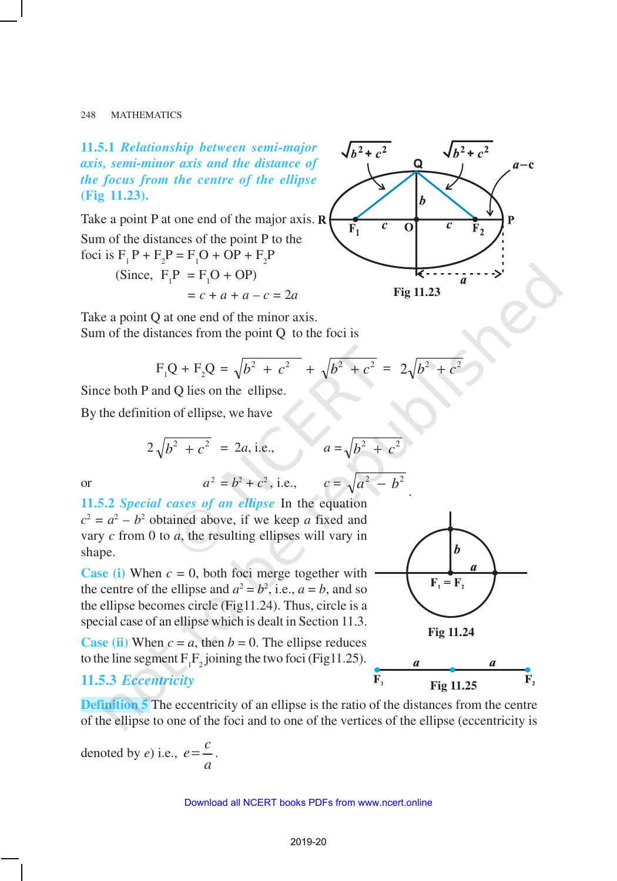### 11.5.1 *Relationship between semi-major axis, semi-minor axis and the distance of the focus from the centre of the ellipse (Fig 11.23).*

Take a point P at one end of the major axis.

Sum of the distances of the point P to the foci is $F_1P + F_2P = F_1O + OP + F_2P$

(Since, $F_1P = F_1O + OP$)

$= c + a + a - c = 2a$

$\sqrt{b^2+c^2}$

$\sqrt{b^2+c^2}$

Q

$a-c$

$b$

R

$F_1$

$c$

O

$c$

$F_2$

P

$a$

Fig 11.23

Take a point Q at one end of the minor axis.

Sum of the distances from the point Q to the foci is

$$F_1Q + F_2Q = \sqrt{b^2 + c^2} + \sqrt{b^2 + c^2} = 2\sqrt{b^2 + c^2}$$

Since both P and Q lies on the ellipse.

By the definition of ellipse, we have

$$2\sqrt{b^2 + c^2} = 2a, \text{ i.e.,} \qquad a = \sqrt{b^2 + c^2}$$

or $\qquad a^2 = b^2 + c^2$, i.e., $\qquad c = \sqrt{a^2 - b^2}$.

### 11.5.2 *Special cases of an ellipse*

In the equation $c^2 = a^2 - b^2$ obtained above, if we keep $a$ fixed and vary $c$ from 0 to $a$, the resulting ellipses will vary in shape.

**Case (i)** When $c = 0$, both foci merge together with the centre of the ellipse and $a^2 = b^2$, i.e., $a = b$, and so the ellipse becomes circle (Fig11.24). Thus, circle is a special case of an ellipse which is dealt in Section 11.3.

$b$

$a$

$F_1 = F_2$

Fig 11.24

**Case (ii)** When $c = a$, then $b = 0$. The ellipse reduces to the line segment $F_1F_2$ joining the two foci (Fig11.25).

$a$

$a$

$F_1$

$F_2$

Fig 11.25

### 11.5.3 *Eccentricity*

**Definition 5** The eccentricity of an ellipse is the ratio of the distances from the centre of the ellipse to one of the foci and to one of the vertices of the ellipse (eccentricity is denoted by $e$) i.e., $e = \dfrac{c}{a}$.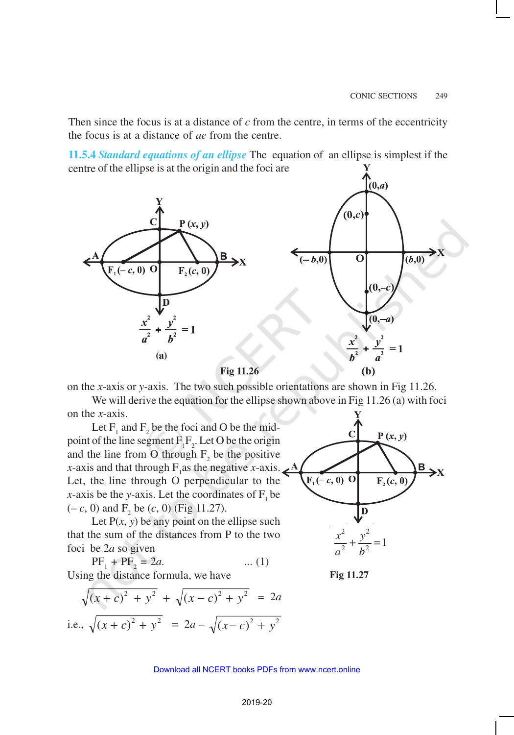Then since the focus is at a distance of $c$ from the centre, in terms of the eccentricity the focus is at a distance of $ae$ from the centre.

**11.5.4** ***Standard equations of an ellipse*** The equation of an ellipse is simplest if the centre of the ellipse is at the origin and the foci are on the $x$-axis or $y$-axis. The two such possible orientations are shown in Fig 11.26.

Y
C
P $(x, y)$
A
B
X
$F_1(-c, 0)$
O
$F_2(c, 0)$
D

$$\frac{x^2}{a^2} + \frac{y^2}{b^2} = 1$$

(a)

Y
$(0,a)$
$(0,c)$
$(-b,0)$
O
$(b,0)$
X
$(0,-c)$
$(0,-a)$

$$\frac{x^2}{b^2} + \frac{y^2}{a^2} = 1$$

(b)

**Fig 11.26**

We will derive the equation for the ellipse shown above in Fig 11.26 (a) with foci on the $x$-axis.

Let $F_1$ and $F_2$ be the foci and O be the mid-point of the line segment $F_1F_2$. Let O be the origin and the line from O through $F_2$ be the positive $x$-axis and that through $F_1$ as the negative $x$-axis. Let, the line through O perpendicular to the $x$-axis be the $y$-axis. Let the coordinates of $F_1$ be $(-c, 0)$ and $F_2$ be $(c, 0)$ (Fig 11.27).

Y
C
P $(x, y)$
A
B
X
$F_1(-c, 0)$
O
$F_2(c, 0)$
D

$$\frac{x^2}{a^2} + \frac{y^2}{b^2} = 1$$

**Fig 11.27**

Let P$(x, y)$ be any point on the ellipse such that the sum of the distances from P to the two foci be $2a$ so given

$$PF_1 + PF_2 = 2a. \qquad \text{... (1)}$$

Using the distance formula, we have

$$\sqrt{(x+c)^2 + y^2} + \sqrt{(x-c)^2 + y^2} = 2a$$

i.e., $\sqrt{(x+c)^2 + y^2} = 2a - \sqrt{(x-c)^2 + y^2}$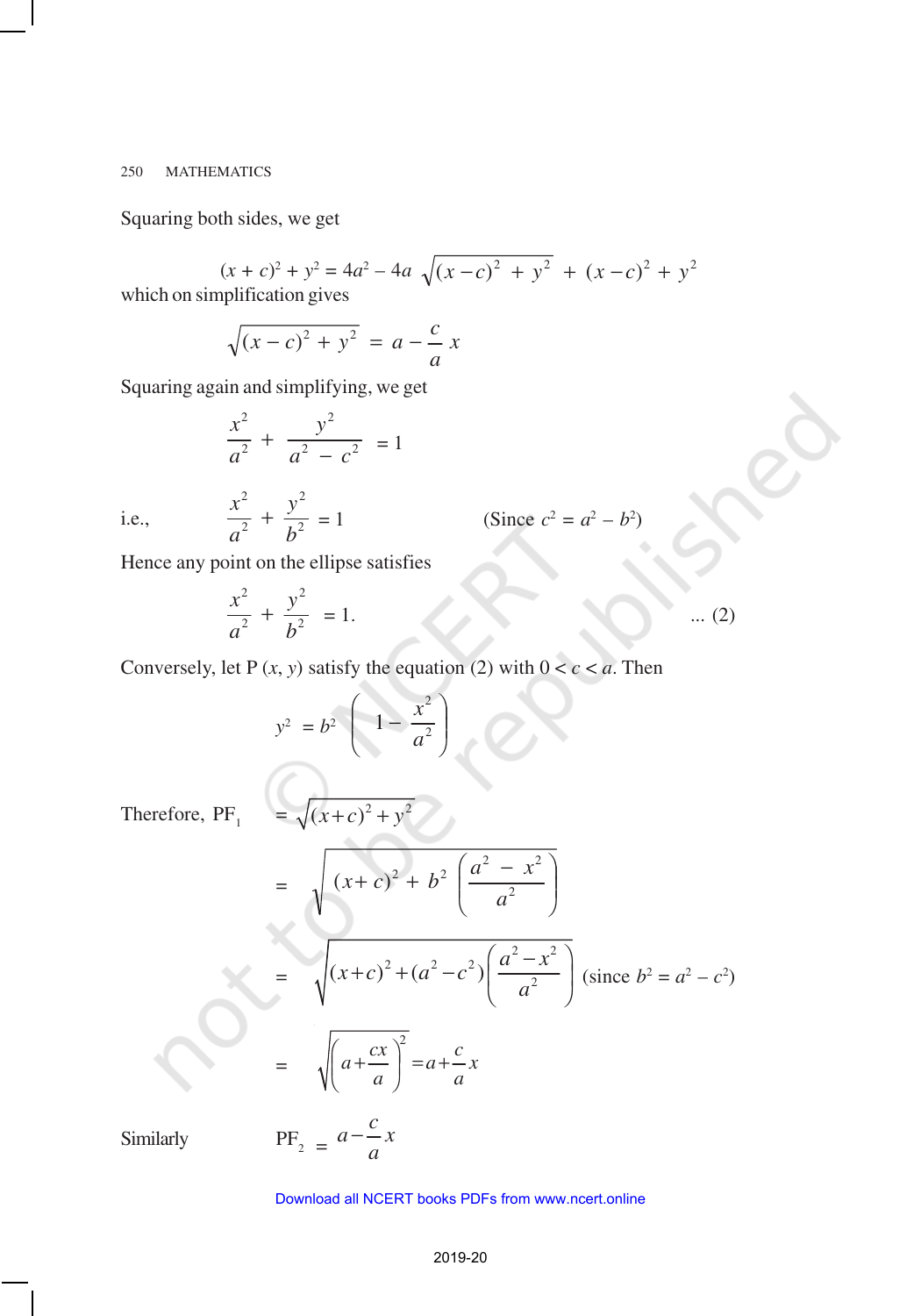Squaring both sides, we get

$$(x + c)^2 + y^2 = 4a^2 - 4a \sqrt{(x-c)^2 + y^2} + (x-c)^2 + y^2$$

which on simplification gives

$$\sqrt{(x - c)^2 + y^2} = a - \frac{c}{a}x$$

Squaring again and simplifying, we get

$$\frac{x^2}{a^2} + \frac{y^2}{a^2 - c^2} = 1$$

i.e., $$\frac{x^2}{a^2} + \frac{y^2}{b^2} = 1 \qquad \text{(Since } c^2 = a^2 - b^2\text{)}$$

Hence any point on the ellipse satisfies

$$\frac{x^2}{a^2} + \frac{y^2}{b^2} = 1. \qquad \text{... (2)}$$

Conversely, let P $(x, y)$ satisfy the equation (2) with $0 < c < a$. Then

$$y^2 = b^2\left(1 - \frac{x^2}{a^2}\right)$$

Therefore, $\text{PF}_1$

$$= \sqrt{(x+c)^2 + y^2}$$

$$= \sqrt{(x+c)^2 + b^2\left(\frac{a^2 - x^2}{a^2}\right)}$$

$$= \sqrt{(x+c)^2 + (a^2 - c^2)\left(\frac{a^2 - x^2}{a^2}\right)} \qquad \text{(since } b^2 = a^2 - c^2\text{)}$$

$$= \sqrt{\left(a + \frac{cx}{a}\right)^2} = a + \frac{c}{a}x$$

Similarly $$\text{PF}_2 = a - \frac{c}{a}x$$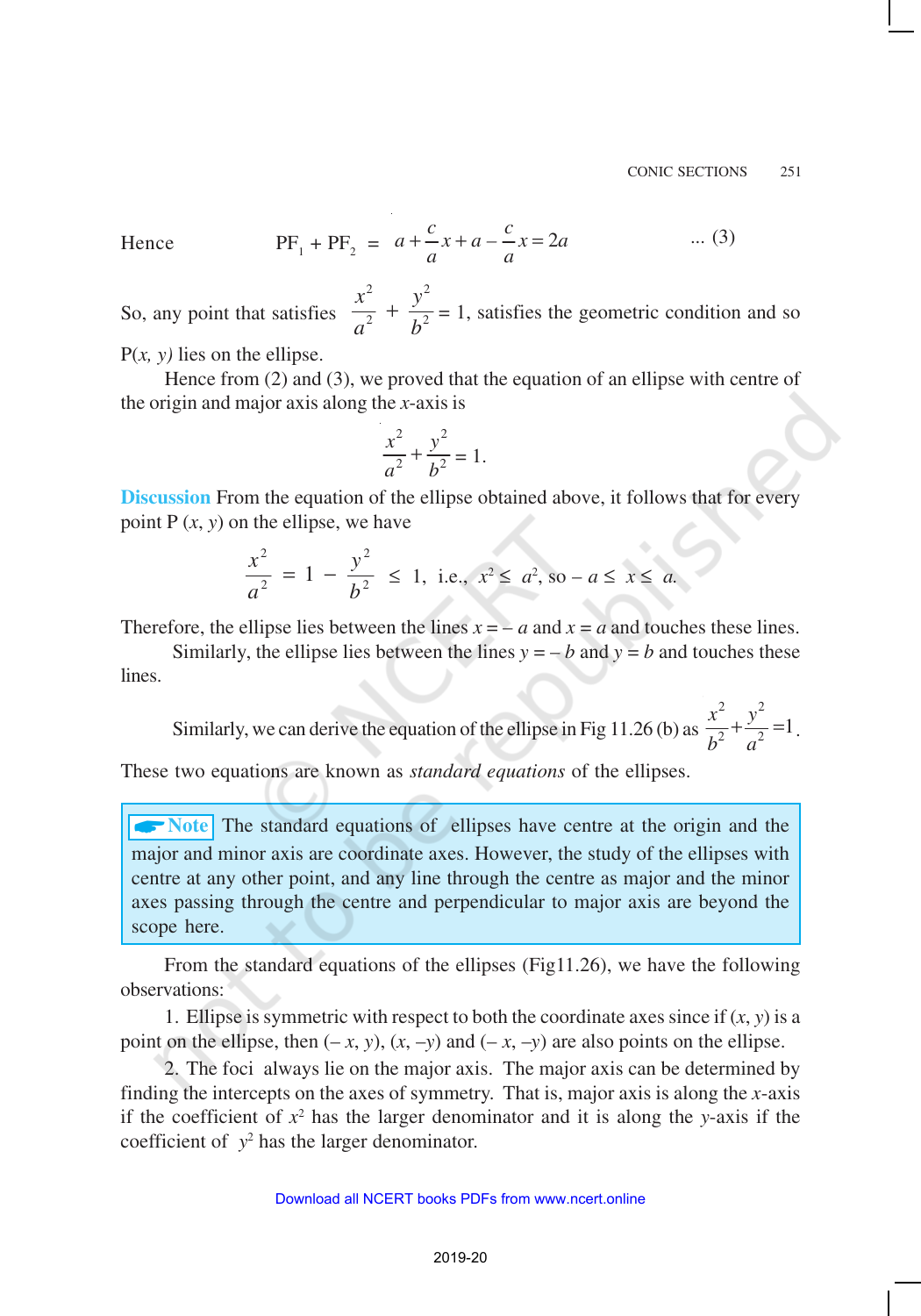Hence $\quad \text{PF}_1 + \text{PF}_2 = a + \frac{c}{a}x + a - \frac{c}{a}x = 2a \quad$ ... (3)

So, any point that satisfies $\frac{x^2}{a^2} + \frac{y^2}{b^2} = 1$, satisfies the geometric condition and so P$(x, y)$ lies on the ellipse.

Hence from (2) and (3), we proved that the equation of an ellipse with centre of the origin and major axis along the $x$-axis is

$$\frac{x^2}{a^2} + \frac{y^2}{b^2} = 1.$$

**Discussion** From the equation of the ellipse obtained above, it follows that for every point P $(x, y)$ on the ellipse, we have

$$\frac{x^2}{a^2} = 1 - \frac{y^2}{b^2} \leq 1, \text{ i.e., } x^2 \leq a^2, \text{ so } -a \leq x \leq a.$$

Therefore, the ellipse lies between the lines $x = -a$ and $x = a$ and touches these lines.

Similarly, the ellipse lies between the lines $y = -b$ and $y = b$ and touches these lines.

Similarly, we can derive the equation of the ellipse in Fig 11.26 (b) as $\frac{x^2}{b^2} + \frac{y^2}{a^2} = 1$.

These two equations are known as *standard equations* of the ellipses.

> **Note** The standard equations of ellipses have centre at the origin and the major and minor axis are coordinate axes. However, the study of the ellipses with centre at any other point, and any line through the centre as major and the minor axes passing through the centre and perpendicular to major axis are beyond the scope here.

From the standard equations of the ellipses (Fig11.26), we have the following observations:

1. Ellipse is symmetric with respect to both the coordinate axes since if $(x, y)$ is a point on the ellipse, then $(-x, y)$, $(x, -y)$ and $(-x, -y)$ are also points on the ellipse.

2. The foci always lie on the major axis. The major axis can be determined by finding the intercepts on the axes of symmetry. That is, major axis is along the $x$-axis if the coefficient of $x^2$ has the larger denominator and it is along the $y$-axis if the coefficient of $y^2$ has the larger denominator.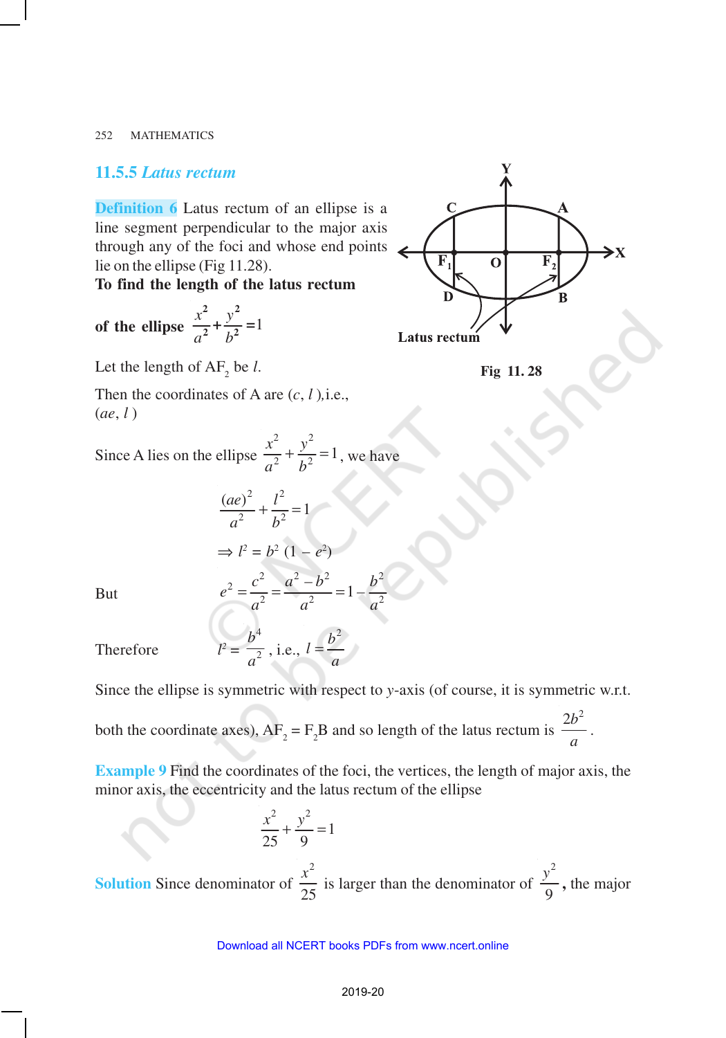### 11.5.5 *Latus rectum*

**Definition 6** Latus rectum of an ellipse is a line segment perpendicular to the major axis through any of the foci and whose end points lie on the ellipse (Fig 11.28).

**To find the length of the latus rectum of the ellipse** $\frac{x^2}{a^2}+\frac{y^2}{b^2}=1$

Fig 11.28

Let the length of $AF_2$ be $l$.

Then the coordinates of A are $(c, l)$, i.e., $(ae, l)$

Since A lies on the ellipse $\frac{x^2}{a^2}+\frac{y^2}{b^2}=1$, we have

$$\frac{(ae)^2}{a^2}+\frac{l^2}{b^2}=1$$

$$\Rightarrow l^2 = b^2\,(1 - e^2)$$

But
$$e^2=\frac{c^2}{a^2}=\frac{a^2-b^2}{a^2}=1-\frac{b^2}{a^2}$$

Therefore
$$l^2=\frac{b^4}{a^2}, \text{ i.e., } l=\frac{b^2}{a}$$

Since the ellipse is symmetric with respect to $y$-axis (of course, it is symmetric w.r.t. both the coordinate axes), $AF_2 = F_2B$ and so length of the latus rectum is $\frac{2b^2}{a}$.

**Example 9** Find the coordinates of the foci, the vertices, the length of major axis, the minor axis, the eccentricity and the latus rectum of the ellipse

$$\frac{x^2}{25}+\frac{y^2}{9}=1$$

**Solution** Since denominator of $\frac{x^2}{25}$ is larger than the denominator of $\frac{y^2}{9}$, the major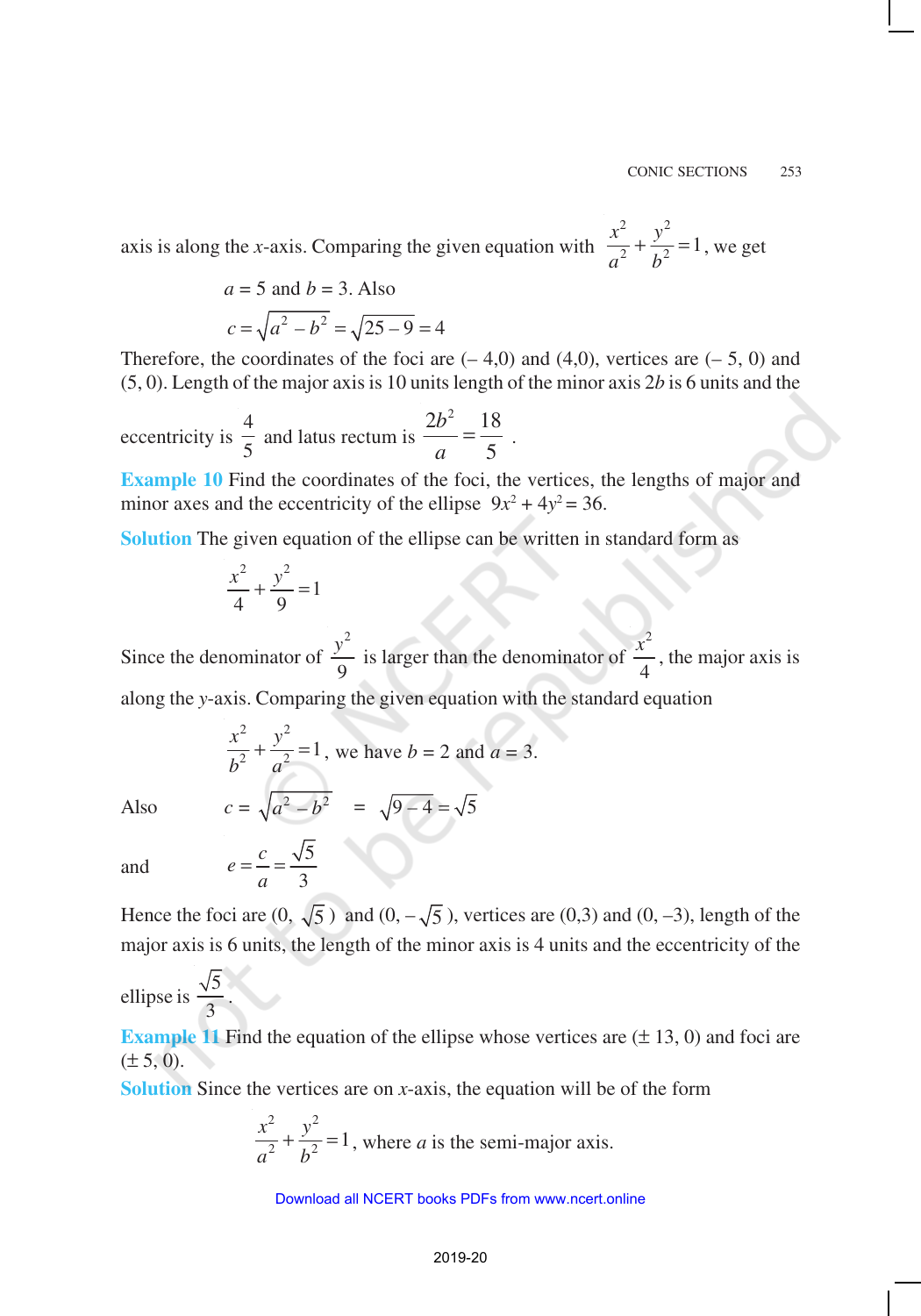axis is along the $x$-axis. Comparing the given equation with $\frac{x^2}{a^2}+\frac{y^2}{b^2}=1$, we get

$$a = 5 \text{ and } b = 3. \text{ Also}$$

$$c = \sqrt{a^2 - b^2} = \sqrt{25-9} = 4$$

Therefore, the coordinates of the foci are (– 4,0) and (4,0), vertices are (– 5, 0) and (5, 0). Length of the major axis is 10 units length of the minor axis $2b$ is 6 units and the eccentricity is $\frac{4}{5}$ and latus rectum is $\frac{2b^2}{a}=\frac{18}{5}$.

**Example 10** Find the coordinates of the foci, the vertices, the lengths of major and minor axes and the eccentricity of the ellipse $9x^2 + 4y^2 = 36$.

**Solution** The given equation of the ellipse can be written in standard form as

$$\frac{x^2}{4}+\frac{y^2}{9}=1$$

Since the denominator of $\frac{y^2}{9}$ is larger than the denominator of $\frac{x^2}{4}$, the major axis is along the $y$-axis. Comparing the given equation with the standard equation

$$\frac{x^2}{b^2}+\frac{y^2}{a^2}=1, \text{ we have } b = 2 \text{ and } a = 3.$$

Also $\quad c = \sqrt{a^2-b^2} = \sqrt{9-4} = \sqrt{5}$

and $\quad e = \frac{c}{a} = \frac{\sqrt{5}}{3}$

Hence the foci are $(0, \sqrt{5})$ and $(0, -\sqrt{5})$, vertices are (0,3) and (0, –3), length of the major axis is 6 units, the length of the minor axis is 4 units and the eccentricity of the ellipse is $\frac{\sqrt{5}}{3}$.

**Example 11** Find the equation of the ellipse whose vertices are (± 13, 0) and foci are (± 5, 0).

**Solution** Since the vertices are on $x$-axis, the equation will be of the form

$$\frac{x^2}{a^2}+\frac{y^2}{b^2}=1, \text{ where } a \text{ is the semi-major axis.}$$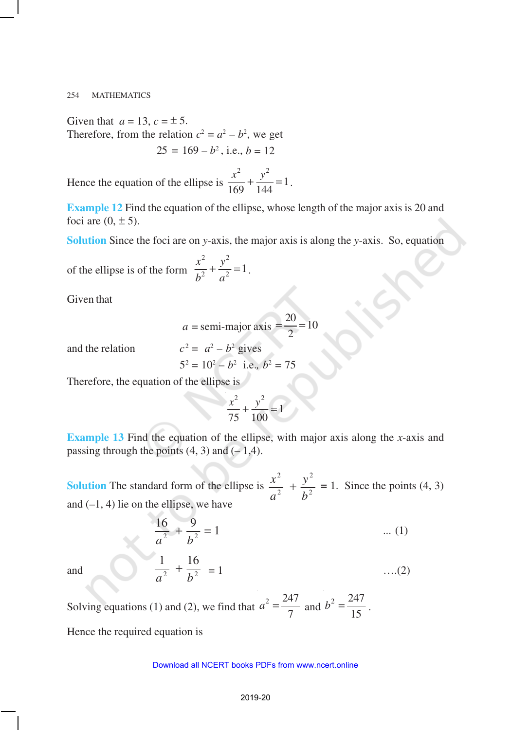Given that $a = 13$, $c = \pm 5$.

Therefore, from the relation $c^2 = a^2 - b^2$, we get

$$25 = 169 - b^2, \text{ i.e., } b = 12$$

Hence the equation of the ellipse is $\dfrac{x^2}{169} + \dfrac{y^2}{144} = 1$.

**Example 12** Find the equation of the ellipse, whose length of the major axis is 20 and foci are $(0, \pm 5)$.

**Solution** Since the foci are on *y*-axis, the major axis is along the *y*-axis. So, equation of the ellipse is of the form $\dfrac{x^2}{b^2} + \dfrac{y^2}{a^2} = 1$.

Given that

$$a = \text{semi-major axis} = \frac{20}{2} = 10$$

and the relation $c^2 = a^2 - b^2$ gives

$$5^2 = 10^2 - b^2 \quad \text{i.e., } b^2 = 75$$

Therefore, the equation of the ellipse is

$$\frac{x^2}{75} + \frac{y^2}{100} = 1$$

**Example 13** Find the equation of the ellipse, with major axis along the *x*-axis and passing through the points (4, 3) and (– 1,4).

**Solution** The standard form of the ellipse is $\dfrac{x^2}{a^2} + \dfrac{y^2}{b^2} = 1$. Since the points (4, 3) and (–1, 4) lie on the ellipse, we have

$$\frac{16}{a^2} + \frac{9}{b^2} = 1 \qquad \text{... (1)}$$

and

$$\frac{1}{a^2} + \frac{16}{b^2} = 1 \qquad \text{....(2)}$$

Solving equations (1) and (2), we find that $a^2 = \dfrac{247}{7}$ and $b^2 = \dfrac{247}{15}$.

Hence the required equation is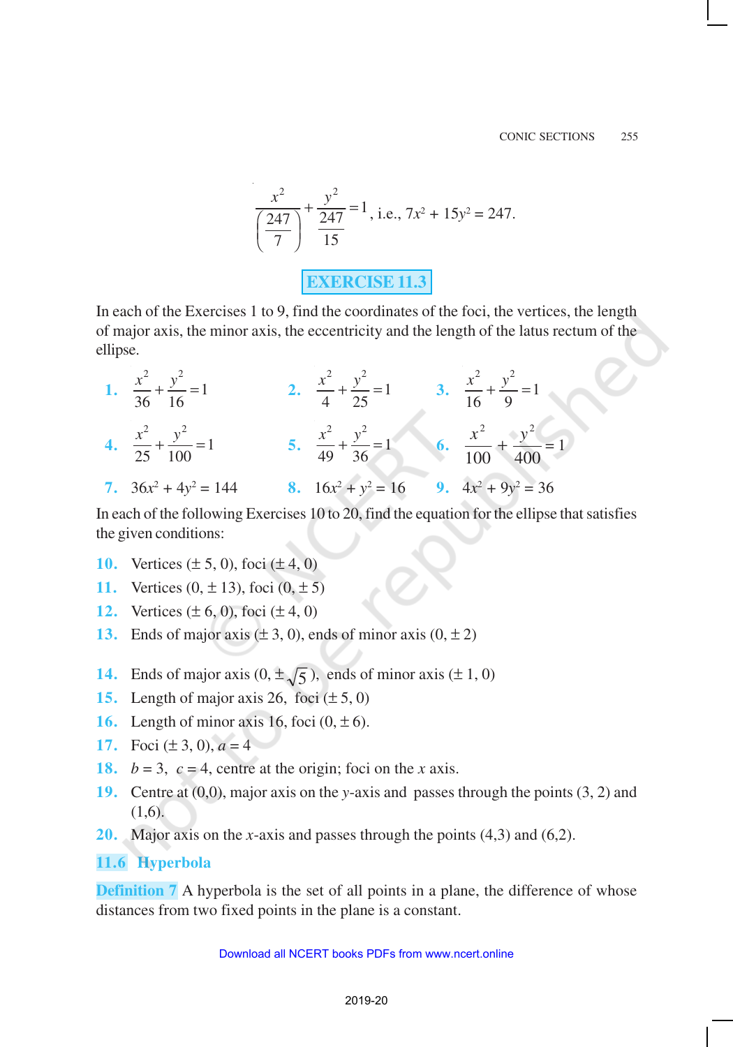$$\frac{x^2}{\left(\frac{247}{7}\right)} + \frac{y^2}{\frac{247}{15}} = 1 \text{, i.e., } 7x^2 + 15y^2 = 247.$$

## EXERCISE 11.3

In each of the Exercises 1 to 9, find the coordinates of the foci, the vertices, the length of major axis, the minor axis, the eccentricity and the length of the latus rectum of the ellipse.

**1.** $\frac{x^2}{36} + \frac{y^2}{16} = 1$ **2.** $\frac{x^2}{4} + \frac{y^2}{25} = 1$ **3.** $\frac{x^2}{16} + \frac{y^2}{9} = 1$

**4.** $\frac{x^2}{25} + \frac{y^2}{100} = 1$ **5.** $\frac{x^2}{49} + \frac{y^2}{36} = 1$ **6.** $\frac{x^2}{100} + \frac{y^2}{400} = 1$

**7.** $36x^2 + 4y^2 = 144$ **8.** $16x^2 + y^2 = 16$ **9.** $4x^2 + 9y^2 = 36$

In each of the following Exercises 10 to 20, find the equation for the ellipse that satisfies the given conditions:

**10.** Vertices $(\pm 5, 0)$, foci $(\pm 4, 0)$

**11.** Vertices $(0, \pm 13)$, foci $(0, \pm 5)$

**12.** Vertices $(\pm 6, 0)$, foci $(\pm 4, 0)$

**13.** Ends of major axis $(\pm 3, 0)$, ends of minor axis $(0, \pm 2)$

**14.** Ends of major axis $(0, \pm\sqrt{5})$, ends of minor axis $(\pm 1, 0)$

**15.** Length of major axis 26, foci $(\pm 5, 0)$

**16.** Length of minor axis 16, foci $(0, \pm 6)$.

**17.** Foci $(\pm 3, 0)$, $a = 4$

**18.** $b = 3$, $c = 4$, centre at the origin; foci on the $x$ axis.

**19.** Centre at (0,0), major axis on the $y$-axis and passes through the points (3, 2) and (1,6).

**20.** Major axis on the $x$-axis and passes through the points (4,3) and (6,2).

## 11.6 Hyperbola

**Definition 7** A hyperbola is the set of all points in a plane, the difference of whose distances from two fixed points in the plane is a constant.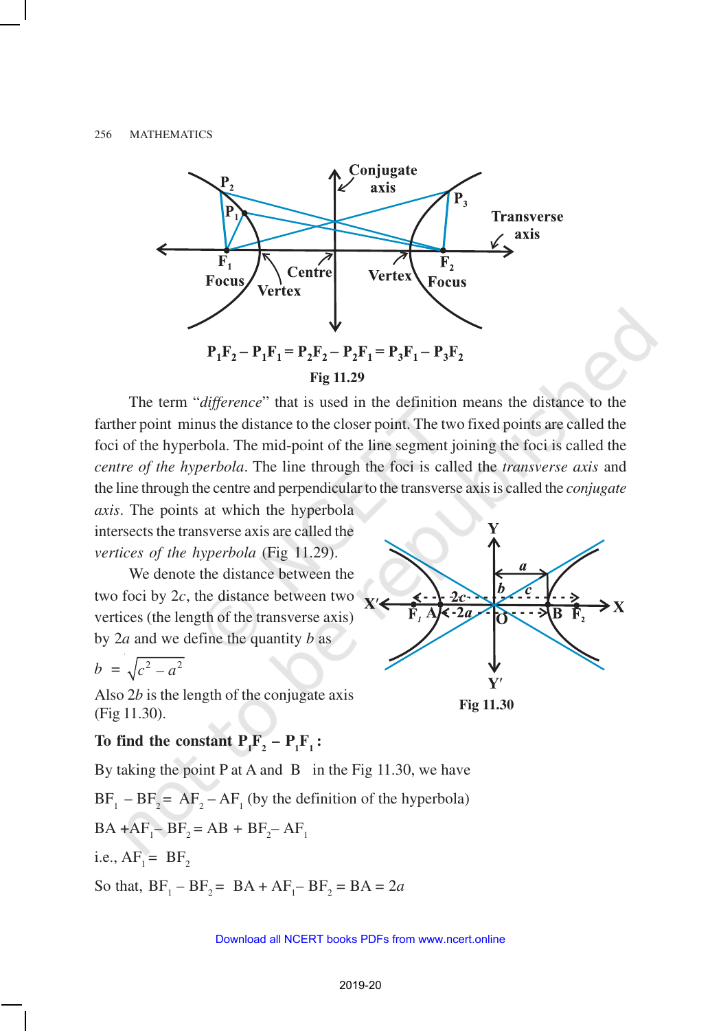Conjugate axis

Transverse axis

$P_2$

$P_1$

$P_3$

$F_1$ Focus

Vertex

Centre

Vertex

$F_2$ Focus

$$P_1F_2 - P_1F_1 = P_2F_2 - P_2F_1 = P_3F_1 - P_3F_2$$

**Fig 11.29**

The term "*difference*" that is used in the definition means the distance to the farther point minus the distance to the closer point. The two fixed points are called the foci of the hyperbola. The mid-point of the line segment joining the foci is called the *centre of the hyperbola*. The line through the foci is called the *transverse axis* and the line through the centre and perpendicular to the transverse axis is called the *conjugate axis*. The points at which the hyperbola intersects the transverse axis are called the *vertices of the hyperbola* (Fig 11.29).

We denote the distance between the two foci by $2c$, the distance between two vertices (the length of the transverse axis) by $2a$ and we define the quantity $b$ as

$$b = \sqrt{c^2 - a^2}$$

Also $2b$ is the length of the conjugate axis (Fig 11.30).

Y

X′

X

Y′

$a$

$b$

$c$

$2c$

$2a$

$F_1$ A

O

B $F_2$

**Fig 11.30**

**To find the constant $P_1F_2 - P_1F_1$ :**

By taking the point P at A and B in the Fig 11.30, we have

$BF_1 - BF_2 = AF_2 - AF_1$ (by the definition of the hyperbola)

$BA + AF_1 - BF_2 = AB + BF_2 - AF_1$

i.e., $AF_1 = BF_2$

So that, $BF_1 - BF_2 = BA + AF_1 - BF_2 = BA = 2a$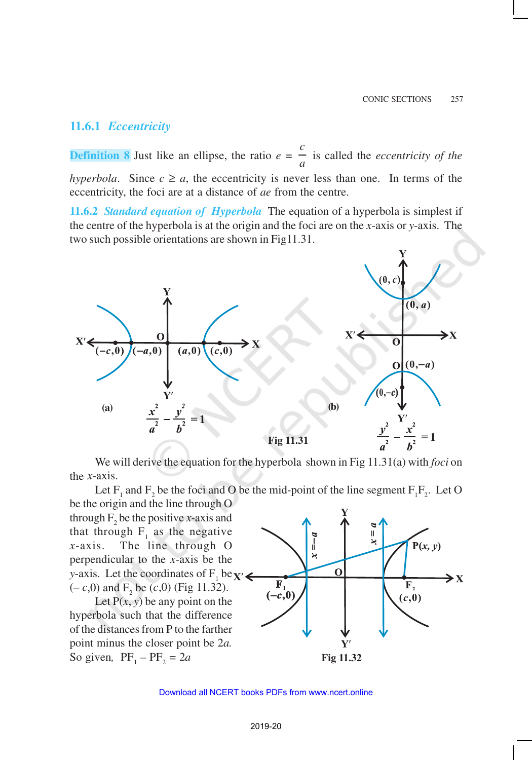### 11.6.1 *Eccentricity*

**Definition 8** Just like an ellipse, the ratio $e = \frac{c}{a}$ is called the *eccentricity of the hyperbola*. Since $c \geq a$, the eccentricity is never less than one. In terms of the eccentricity, the foci are at a distance of $ae$ from the centre.

**11.6.2** ***Standard equation of Hyperbola*** The equation of a hyperbola is simplest if the centre of the hyperbola is at the origin and the foci are on the $x$-axis or $y$-axis. The two such possible orientations are shown in Fig11.31.

Y
X′
X
O
Y′
$(-c,0)$ $(-a,0)$ $(a,0)$ $(c,0)$
(a)
$\frac{x^2}{a^2} - \frac{y^2}{b^2} = 1$

Y
$(0, c)$
$(0, a)$
X′
X
O
O $(0,-a)$
$(0,-c)$
Y′
(b)
$\frac{y^2}{a^2} - \frac{x^2}{b^2} = 1$

Fig 11.31

We will derive the equation for the hyperbola shown in Fig 11.31(a) with *foci* on the $x$-axis.

Let $F_1$ and $F_2$ be the foci and O be the mid-point of the line segment $F_1F_2$. Let O be the origin and the line through O through $F_2$ be the positive $x$-axis and that through $F_1$ as the negative $x$-axis. The line through O perpendicular to the $x$-axis be the $y$-axis. Let the coordinates of $F_1$ be $(-c,0)$ and $F_2$ be $(c,0)$ (Fig 11.32).

Let $P(x, y)$ be any point on the hyperbola such that the difference of the distances from P to the farther point minus the closer point be $2a$. So given, $PF_1 - PF_2 = 2a$

Y
$x = -a$
$x = a$
P$(x, y)$
X′
X
O
$F_1$
$(-c,0)$
$F_2$
$(c,0)$
Y′

Fig 11.32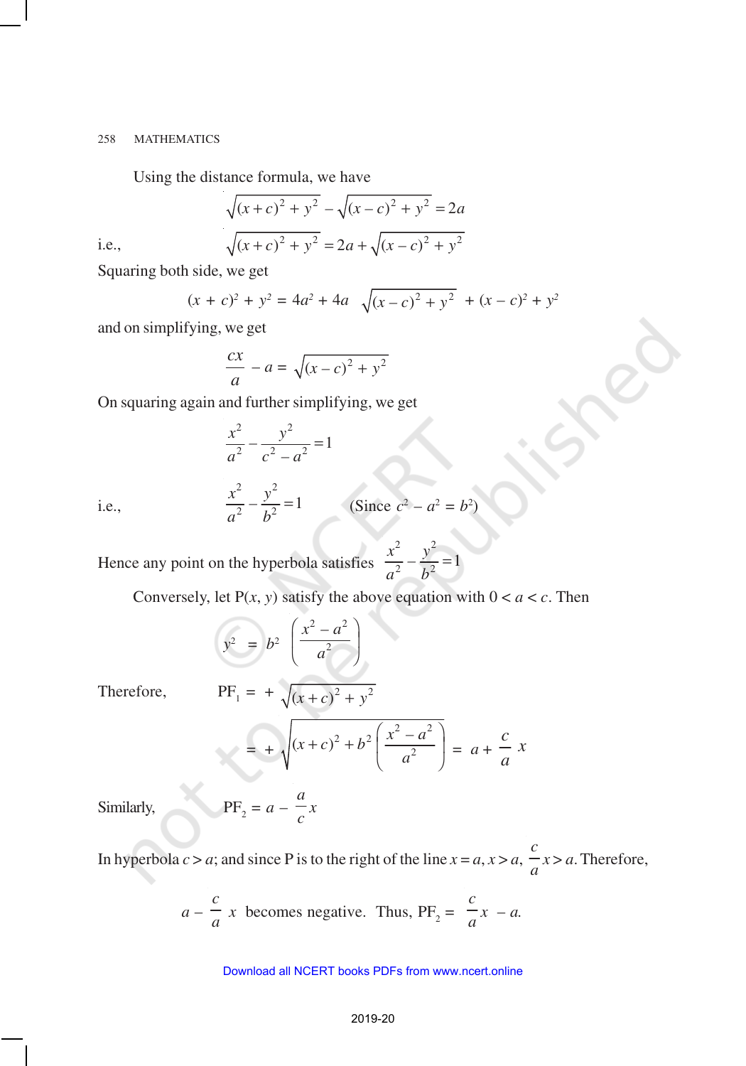Using the distance formula, we have

$$\sqrt{(x+c)^2 + y^2} - \sqrt{(x-c)^2 + y^2} = 2a$$

i.e.,
$$\sqrt{(x+c)^2 + y^2} = 2a + \sqrt{(x-c)^2 + y^2}$$

Squaring both side, we get

$$(x + c)^2 + y^2 = 4a^2 + 4a\sqrt{(x-c)^2 + y^2} + (x - c)^2 + y^2$$

and on simplifying, we get

$$\frac{cx}{a} - a = \sqrt{(x-c)^2 + y^2}$$

On squaring again and further simplifying, we get

$$\frac{x^2}{a^2} - \frac{y^2}{c^2 - a^2} = 1$$

i.e.,
$$\frac{x^2}{a^2} - \frac{y^2}{b^2} = 1 \qquad \text{(Since } c^2 - a^2 = b^2\text{)}$$

Hence any point on the hyperbola satisfies $\frac{x^2}{a^2} - \frac{y^2}{b^2} = 1$

Conversely, let P($x$, $y$) satisfy the above equation with $0 < a < c$. Then

$$y^2 = b^2\left(\frac{x^2 - a^2}{a^2}\right)$$

Therefore,
$$\text{PF}_1 = +\sqrt{(x+c)^2 + y^2}$$

$$= +\sqrt{(x+c)^2 + b^2\left(\frac{x^2 - a^2}{a^2}\right)} = a + \frac{c}{a}x$$

Similarly,
$$\text{PF}_2 = a - \frac{a}{c}x$$

In hyperbola $c > a$; and since P is to the right of the line $x = a$, $x > a$, $\frac{c}{a}x > a$. Therefore,

$a - \frac{c}{a}x$ becomes negative. Thus, $\text{PF}_2 = \frac{c}{a}x - a$.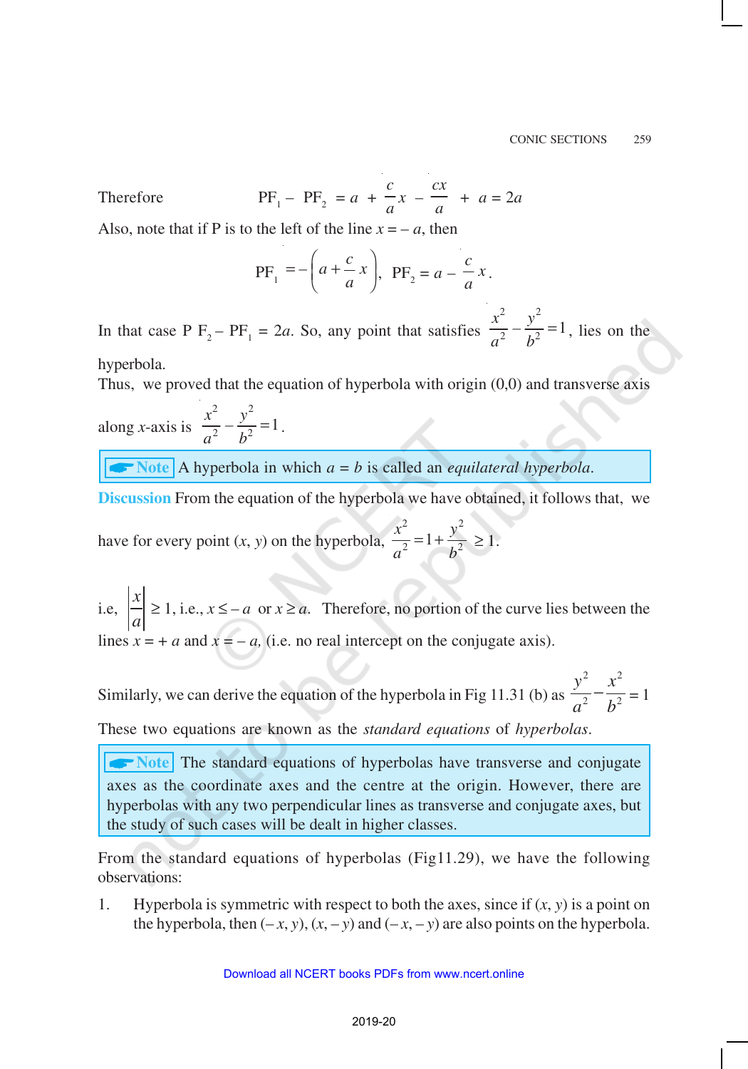Therefore $\quad PF_1 - PF_2 = a + \frac{c}{a}x - \frac{cx}{a} + a = 2a$

Also, note that if P is to the left of the line $x = -a$, then

$$PF_1 = -\left(a + \frac{c}{a}x\right), \; PF_2 = a - \frac{c}{a}x.$$

In that case $PF_2 - PF_1 = 2a$. So, any point that satisfies $\frac{x^2}{a^2} - \frac{y^2}{b^2} = 1$, lies on the hyperbola.

Thus, we proved that the equation of hyperbola with origin (0,0) and transverse axis along $x$-axis is $\frac{x^2}{a^2} - \frac{y^2}{b^2} = 1$.

> **Note** A hyperbola in which $a = b$ is called an *equilateral hyperbola*.

**Discussion** From the equation of the hyperbola we have obtained, it follows that, we have for every point $(x, y)$ on the hyperbola, $\frac{x^2}{a^2} = 1 + \frac{y^2}{b^2} \geq 1$.

i.e, $\left|\frac{x}{a}\right| \geq 1$, i.e., $x \leq -a$ or $x \geq a$. Therefore, no portion of the curve lies between the lines $x = +a$ and $x = -a$, (i.e. no real intercept on the conjugate axis).

Similarly, we can derive the equation of the hyperbola in Fig 11.31 (b) as $\frac{y^2}{a^2} - \frac{x^2}{b^2} = 1$

These two equations are known as the *standard equations* of *hyperbolas*.

> **Note** The standard equations of hyperbolas have transverse and conjugate axes as the coordinate axes and the centre at the origin. However, there are hyperbolas with any two perpendicular lines as transverse and conjugate axes, but the study of such cases will be dealt in higher classes.

From the standard equations of hyperbolas (Fig11.29), we have the following observations:

1. Hyperbola is symmetric with respect to both the axes, since if $(x, y)$ is a point on the hyperbola, then $(-x, y)$, $(x, -y)$ and $(-x, -y)$ are also points on the hyperbola.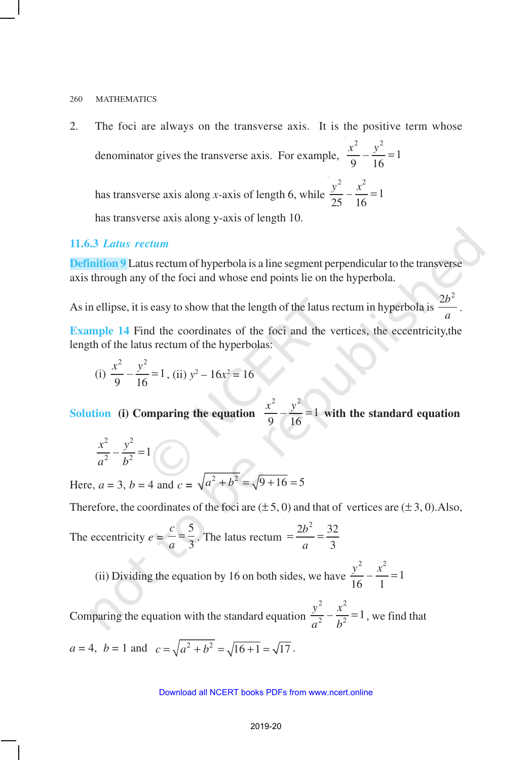2. The foci are always on the transverse axis. It is the positive term whose denominator gives the transverse axis. For example, $\frac{x^2}{9} - \frac{y^2}{16} = 1$ has transverse axis along *x*-axis of length 6, while $\frac{y^2}{25} - \frac{x^2}{16} = 1$ has transverse axis along y-axis of length 10.

### 11.6.3 *Latus rectum*

**Definition 9** Latus rectum of hyperbola is a line segment perpendicular to the transverse axis through any of the foci and whose end points lie on the hyperbola.

As in ellipse, it is easy to show that the length of the latus rectum in hyperbola is $\frac{2b^2}{a}$.

**Example 14** Find the coordinates of the foci and the vertices, the eccentricity,the length of the latus rectum of the hyperbolas:

(i) $\frac{x^2}{9} - \frac{y^2}{16} = 1$, (ii) $y^2 - 16x^2 = 16$

**Solution** **(i) Comparing the equation** $\frac{x^2}{9} - \frac{y^2}{16} = 1$ **with the standard equation**

$$\frac{x^2}{a^2} - \frac{y^2}{b^2} = 1$$

Here, $a = 3$, $b = 4$ and $c = \sqrt{a^2 + b^2} = \sqrt{9 + 16} = 5$

Therefore, the coordinates of the foci are $(\pm 5, 0)$ and that of vertices are $(\pm 3, 0)$.Also,

The eccentricity $e = \frac{c}{a} = \frac{5}{3}$. The latus rectum $= \frac{2b^2}{a} = \frac{32}{3}$

(ii) Dividing the equation by 16 on both sides, we have $\frac{y^2}{16} - \frac{x^2}{1} = 1$

Comparing the equation with the standard equation $\frac{y^2}{a^2} - \frac{x^2}{b^2} = 1$, we find that

$a = 4$, $b = 1$ and $c = \sqrt{a^2 + b^2} = \sqrt{16 + 1} = \sqrt{17}$.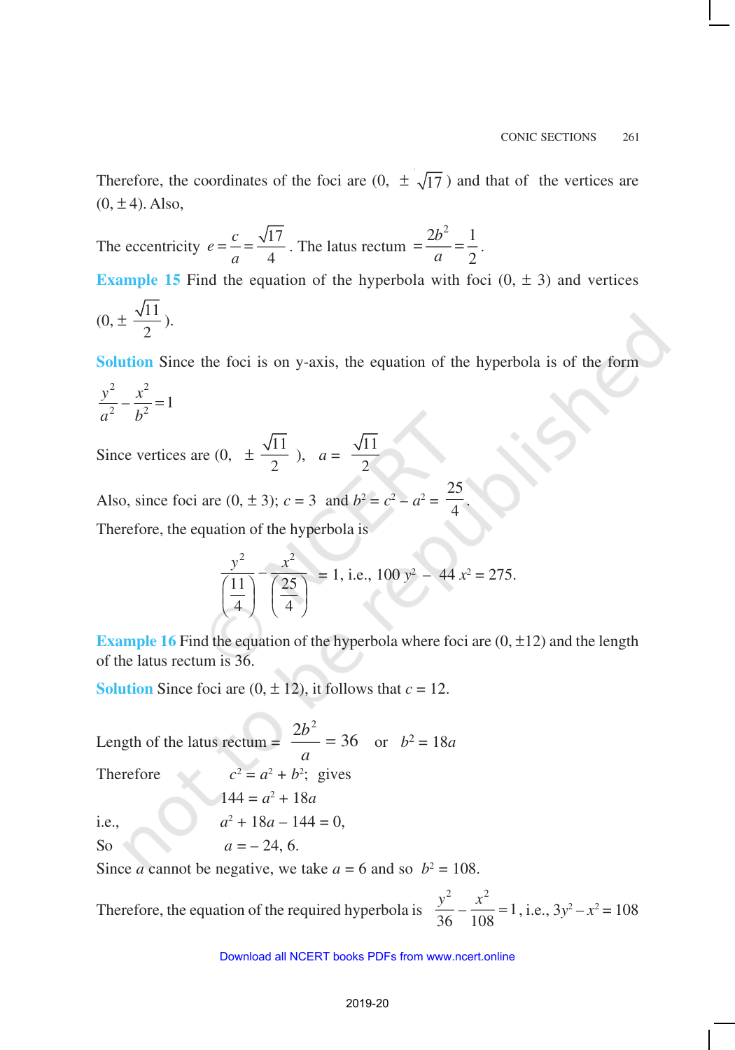Therefore, the coordinates of the foci are $(0, \pm\sqrt{17})$ and that of the vertices are $(0, \pm 4)$. Also,

The eccentricity $e = \frac{c}{a} = \frac{\sqrt{17}}{4}$. The latus rectum $= \frac{2b^2}{a} = \frac{1}{2}$.

**Example 15** Find the equation of the hyperbola with foci $(0, \pm 3)$ and vertices $(0, \pm \frac{\sqrt{11}}{2})$.

**Solution** Since the foci is on y-axis, the equation of the hyperbola is of the form

$$\frac{y^2}{a^2} - \frac{x^2}{b^2} = 1$$

Since vertices are $(0, \pm \frac{\sqrt{11}}{2})$, $a = \frac{\sqrt{11}}{2}$

Also, since foci are $(0, \pm 3)$; $c = 3$ and $b^2 = c^2 - a^2 = \frac{25}{4}$.

Therefore, the equation of the hyperbola is

$$\frac{y^2}{\left(\frac{11}{4}\right)} - \frac{x^2}{\left(\frac{25}{4}\right)} = 1, \text{ i.e., } 100\, y^2 - 44\, x^2 = 275.$$

**Example 16** Find the equation of the hyperbola where foci are $(0, \pm 12)$ and the length of the latus rectum is 36.

**Solution** Since foci are $(0, \pm 12)$, it follows that $c = 12$.

Length of the latus rectum $= \frac{2b^2}{a} = 36$ or $b^2 = 18a$

Therefore $c^2 = a^2 + b^2$; gives

$144 = a^2 + 18a$

i.e., $a^2 + 18a - 144 = 0$,

So $a = -24, 6$.

Since $a$ cannot be negative, we take $a = 6$ and so $b^2 = 108$.

Therefore, the equation of the required hyperbola is $\frac{y^2}{36} - \frac{x^2}{108} = 1$, i.e., $3y^2 - x^2 = 108$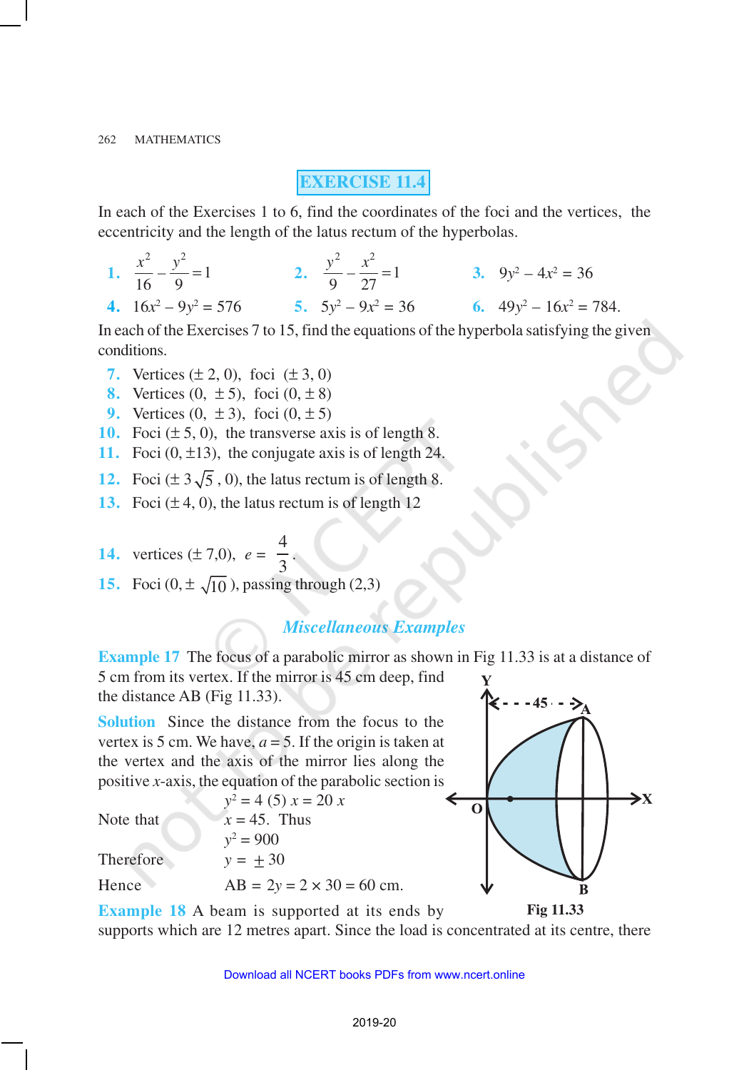## EXERCISE 11.4

In each of the Exercises 1 to 6, find the coordinates of the foci and the vertices, the eccentricity and the length of the latus rectum of the hyperbolas.

**1.** $\dfrac{x^2}{16} - \dfrac{y^2}{9} = 1$ **2.** $\dfrac{y^2}{9} - \dfrac{x^2}{27} = 1$ **3.** $9y^2 - 4x^2 = 36$

**4.** $16x^2 - 9y^2 = 576$ **5.** $5y^2 - 9x^2 = 36$ **6.** $49y^2 - 16x^2 = 784$.

In each of the Exercises 7 to 15, find the equations of the hyperbola satisfying the given conditions.

**7.** Vertices $(\pm 2, 0)$, foci $(\pm 3, 0)$

**8.** Vertices $(0, \pm 5)$, foci $(0, \pm 8)$

**9.** Vertices $(0, \pm 3)$, foci $(0, \pm 5)$

**10.** Foci $(\pm 5, 0)$, the transverse axis is of length 8.

**11.** Foci $(0, \pm 13)$, the conjugate axis is of length 24.

**12.** Foci $(\pm 3\sqrt{5}, 0)$, the latus rectum is of length 8.

**13.** Foci $(\pm 4, 0)$, the latus rectum is of length 12

**14.** vertices $(\pm 7, 0)$, $e = \dfrac{4}{3}$.

**15.** Foci $(0, \pm \sqrt{10})$, passing through (2,3)

### *Miscellaneous Examples*

**Example 17** The focus of a parabolic mirror as shown in Fig 11.33 is at a distance of 5 cm from its vertex. If the mirror is 45 cm deep, find the distance AB (Fig 11.33).

**Solution** Since the distance from the focus to the vertex is 5 cm. We have, $a = 5$. If the origin is taken at the vertex and the axis of the mirror lies along the positive $x$-axis, the equation of the parabolic section is

$$y^2 = 4\,(5)\,x = 20\,x$$

Note that $x = 45$. Thus

$$y^2 = 900$$

Therefore $y = \pm 30$

Hence $\text{AB} = 2y = 2 \times 30 = 60$ cm.

Y
45
A
O
X
B

Fig 11.33

**Example 18** A beam is supported at its ends by supports which are 12 metres apart. Since the load is concentrated at its centre, there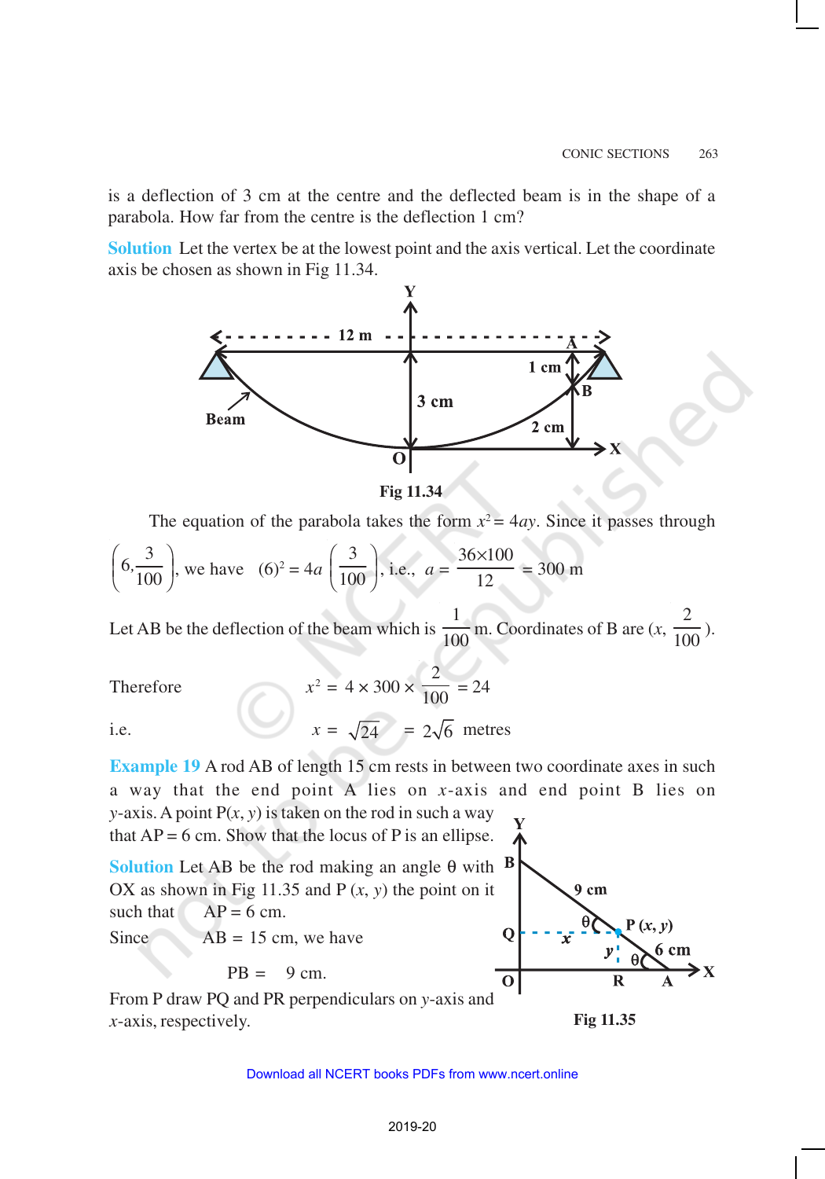is a deflection of 3 cm at the centre and the deflected beam is in the shape of a parabola. How far from the centre is the deflection 1 cm?

**Solution** Let the vertex be at the lowest point and the axis vertical. Let the coordinate axis be chosen as shown in Fig 11.34.

Y
12 m
A
1 cm
B
3 cm
Beam
2 cm
O
X

Fig 11.34

The equation of the parabola takes the form $x^2 = 4ay$. Since it passes through $\left(6, \frac{3}{100}\right)$, we have $(6)^2 = 4a\left(\frac{3}{100}\right)$, i.e., $a = \frac{36 \times 100}{12} = 300$ m

Let AB be the deflection of the beam which is $\frac{1}{100}$ m. Coordinates of B are $\left(x, \frac{2}{100}\right)$.

Therefore $\quad x^2 = 4 \times 300 \times \frac{2}{100} = 24$

i.e. $\quad x = \sqrt{24} = 2\sqrt{6}$ metres

**Example 19** A rod AB of length 15 cm rests in between two coordinate axes in such a way that the end point A lies on $x$-axis and end point B lies on $y$-axis. A point P($x$, $y$) is taken on the rod in such a way that AP = 6 cm. Show that the locus of P is an ellipse.

**Solution** Let AB be the rod making an angle θ with OX as shown in Fig 11.35 and P ($x$, $y$) the point on it such that AP = 6 cm.

Since AB = 15 cm, we have

PB = 9 cm.

From P draw PQ and PR perpendiculars on $y$-axis and $x$-axis, respectively.

Y
B
9 cm
θ
P ($x$, $y$)
Q
$x$
$y$
θ
6 cm
O
R
A
X

Fig 11.35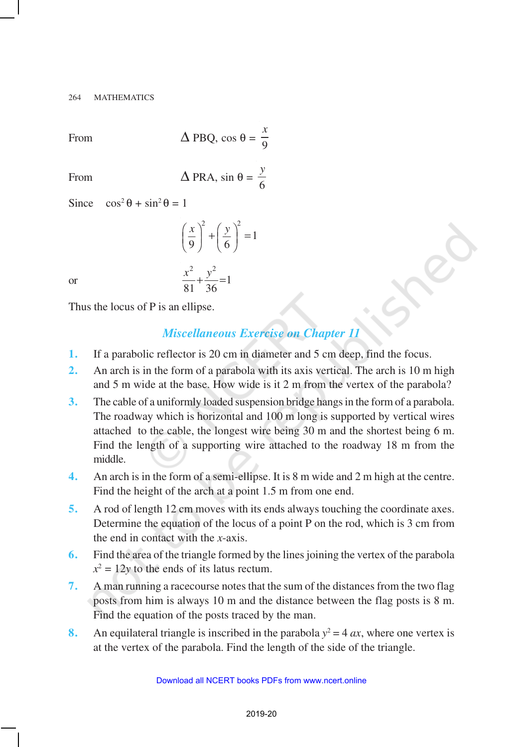From $\Delta$ PBQ, $\cos\theta = \frac{x}{9}$

From $\Delta$ PRA, $\sin\theta = \frac{y}{6}$

Since $\cos^2\theta + \sin^2\theta = 1$

$$\left(\frac{x}{9}\right)^2 + \left(\frac{y}{6}\right)^2 = 1$$

or $$\frac{x^2}{81} + \frac{y^2}{36} = 1$$

Thus the locus of P is an ellipse.

## *Miscellaneous Exercise on Chapter 11*

**1.** If a parabolic reflector is 20 cm in diameter and 5 cm deep, find the focus.

**2.** An arch is in the form of a parabola with its axis vertical. The arch is 10 m high and 5 m wide at the base. How wide is it 2 m from the vertex of the parabola?

**3.** The cable of a uniformly loaded suspension bridge hangs in the form of a parabola. The roadway which is horizontal and 100 m long is supported by vertical wires attached to the cable, the longest wire being 30 m and the shortest being 6 m. Find the length of a supporting wire attached to the roadway 18 m from the middle.

**4.** An arch is in the form of a semi-ellipse. It is 8 m wide and 2 m high at the centre. Find the height of the arch at a point 1.5 m from one end.

**5.** A rod of length 12 cm moves with its ends always touching the coordinate axes. Determine the equation of the locus of a point P on the rod, which is 3 cm from the end in contact with the $x$-axis.

**6.** Find the area of the triangle formed by the lines joining the vertex of the parabola $x^2 = 12y$ to the ends of its latus rectum.

**7.** A man running a racecourse notes that the sum of the distances from the two flag posts from him is always 10 m and the distance between the flag posts is 8 m. Find the equation of the posts traced by the man.

**8.** An equilateral triangle is inscribed in the parabola $y^2 = 4ax$, where one vertex is at the vertex of the parabola. Find the length of the side of the triangle.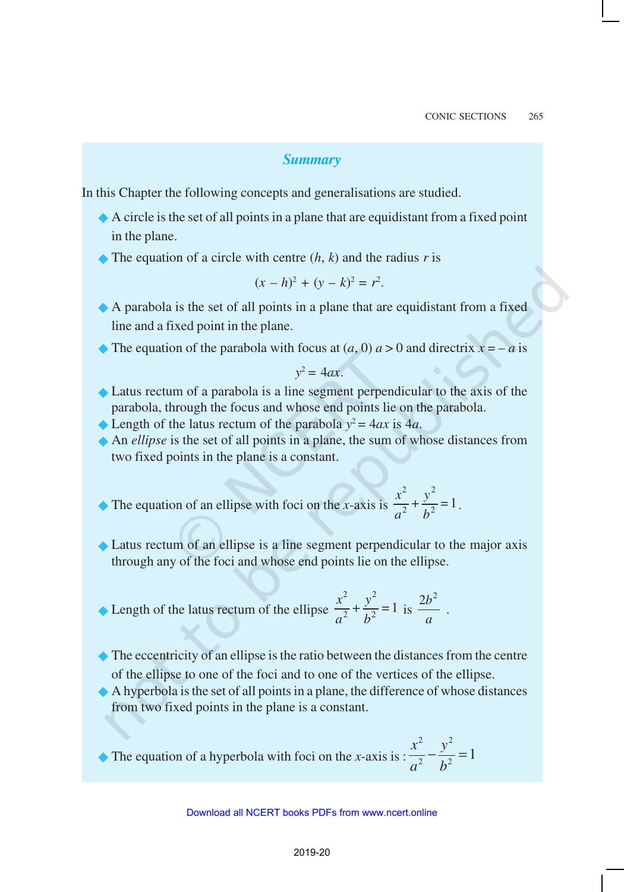## *Summary*

In this Chapter the following concepts and generalisations are studied.

- A circle is the set of all points in a plane that are equidistant from a fixed point in the plane.
- The equation of a circle with centre $(h, k)$ and the radius $r$ is

$$(x - h)^2 + (y - k)^2 = r^2.$$

- A parabola is the set of all points in a plane that are equidistant from a fixed line and a fixed point in the plane.
- The equation of the parabola with focus at $(a, 0)$ $a > 0$ and directrix $x = -a$ is

$$y^2 = 4ax.$$

- Latus rectum of a parabola is a line segment perpendicular to the axis of the parabola, through the focus and whose end points lie on the parabola.
- Length of the latus rectum of the parabola $y^2 = 4ax$ is $4a$.
- An *ellipse* is the set of all points in a plane, the sum of whose distances from two fixed points in the plane is a constant.
- The equation of an ellipse with foci on the $x$-axis is $\frac{x^2}{a^2}+\frac{y^2}{b^2}=1$.
- Latus rectum of an ellipse is a line segment perpendicular to the major axis through any of the foci and whose end points lie on the ellipse.
- Length of the latus rectum of the ellipse $\frac{x^2}{a^2}+\frac{y^2}{b^2}=1$ is $\frac{2b^2}{a}$ .
- The eccentricity of an ellipse is the ratio between the distances from the centre of the ellipse to one of the foci and to one of the vertices of the ellipse.
- A hyperbola is the set of all points in a plane, the difference of whose distances from two fixed points in the plane is a constant.
- The equation of a hyperbola with foci on the $x$-axis is : $\frac{x^2}{a^2}-\frac{y^2}{b^2}=1$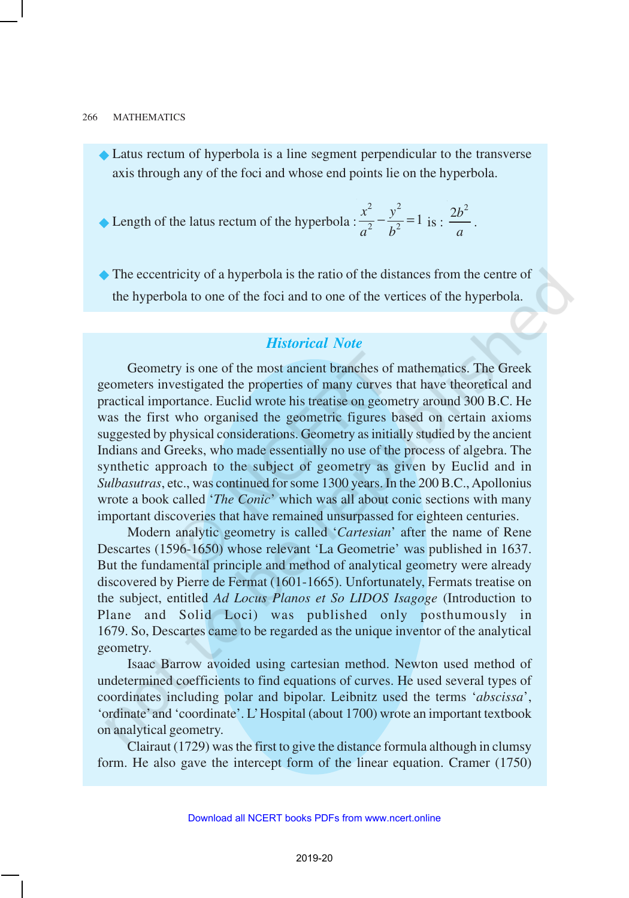- Latus rectum of hyperbola is a line segment perpendicular to the transverse axis through any of the foci and whose end points lie on the hyperbola.

- Length of the latus rectum of the hyperbola : $\frac{x^2}{a^2} - \frac{y^2}{b^2} = 1$ is : $\frac{2b^2}{a}$.

- The eccentricity of a hyperbola is the ratio of the distances from the centre of the hyperbola to one of the foci and to one of the vertices of the hyperbola.

## *Historical Note*

Geometry is one of the most ancient branches of mathematics. The Greek geometers investigated the properties of many curves that have theoretical and practical importance. Euclid wrote his treatise on geometry around 300 B.C. He was the first who organised the geometric figures based on certain axioms suggested by physical considerations. Geometry as initially studied by the ancient Indians and Greeks, who made essentially no use of the process of algebra. The synthetic approach to the subject of geometry as given by Euclid and in *Sulbasutras*, etc., was continued for some 1300 years. In the 200 B.C., Apollonius wrote a book called '*The Conic*' which was all about conic sections with many important discoveries that have remained unsurpassed for eighteen centuries.

Modern analytic geometry is called '*Cartesian*' after the name of Rene Descartes (1596-1650) whose relevant 'La Geometrie' was published in 1637. But the fundamental principle and method of analytical geometry were already discovered by Pierre de Fermat (1601-1665). Unfortunately, Fermats treatise on the subject, entitled *Ad Locus Planos et So LIDOS Isagoge* (Introduction to Plane and Solid Loci) was published only posthumously in 1679. So, Descartes came to be regarded as the unique inventor of the analytical geometry.

Isaac Barrow avoided using cartesian method. Newton used method of undetermined coefficients to find equations of curves. He used several types of coordinates including polar and bipolar. Leibnitz used the terms '*abscissa*', 'ordinate' and 'coordinate'. L' Hospital (about 1700) wrote an important textbook on analytical geometry.

Clairaut (1729) was the first to give the distance formula although in clumsy form. He also gave the intercept form of the linear equation. Cramer (1750)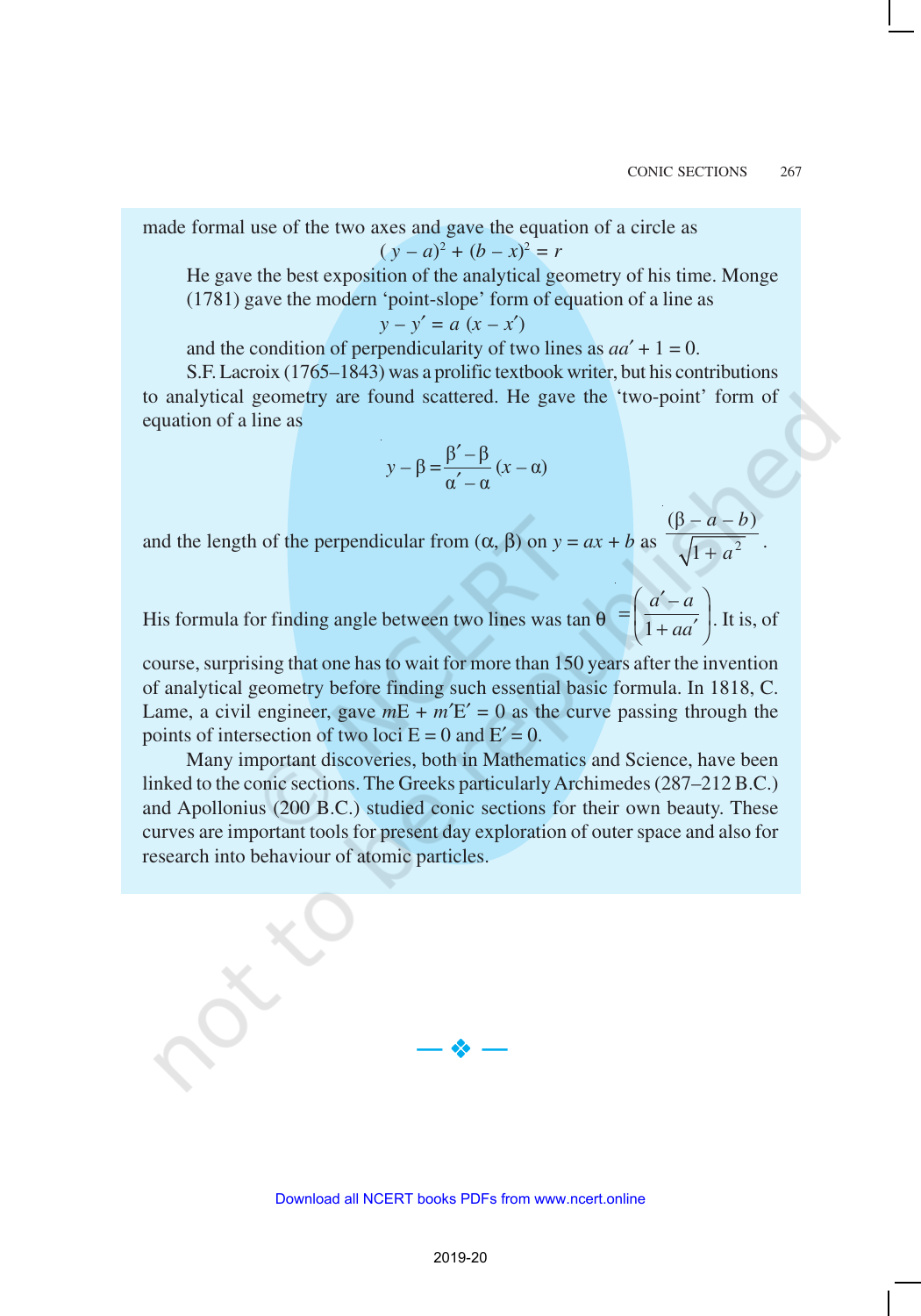made formal use of the two axes and gave the equation of a circle as

$$( y - a)^2 + (b - x)^2 = r$$

He gave the best exposition of the analytical geometry of his time. Monge (1781) gave the modern 'point-slope' form of equation of a line as

$$y - y' = a (x - x')$$

and the condition of perpendicularity of two lines as $aa' + 1 = 0$.

S.F. Lacroix (1765–1843) was a prolific textbook writer, but his contributions to analytical geometry are found scattered. He gave the 'two-point' form of equation of a line as

$$y - \beta = \frac{\beta' - \beta}{\alpha' - \alpha}(x - \alpha)$$

and the length of the perpendicular from $(\alpha, \beta)$ on $y = ax + b$ as $\dfrac{(\beta - a - b)}{\sqrt{1 + a^2}}$.

His formula for finding angle between two lines was $\tan\theta = \left(\dfrac{a' - a}{1 + aa'}\right)$. It is, of course, surprising that one has to wait for more than 150 years after the invention of analytical geometry before finding such essential basic formula. In 1818, C. Lame, a civil engineer, gave $mE + m'E' = 0$ as the curve passing through the points of intersection of two loci $E = 0$ and $E' = 0$.

Many important discoveries, both in Mathematics and Science, have been linked to the conic sections. The Greeks particularly Archimedes (287–212 B.C.) and Apollonius (200 B.C.) studied conic sections for their own beauty. These curves are important tools for present day exploration of outer space and also for research into behaviour of atomic particles.

— ❖ —